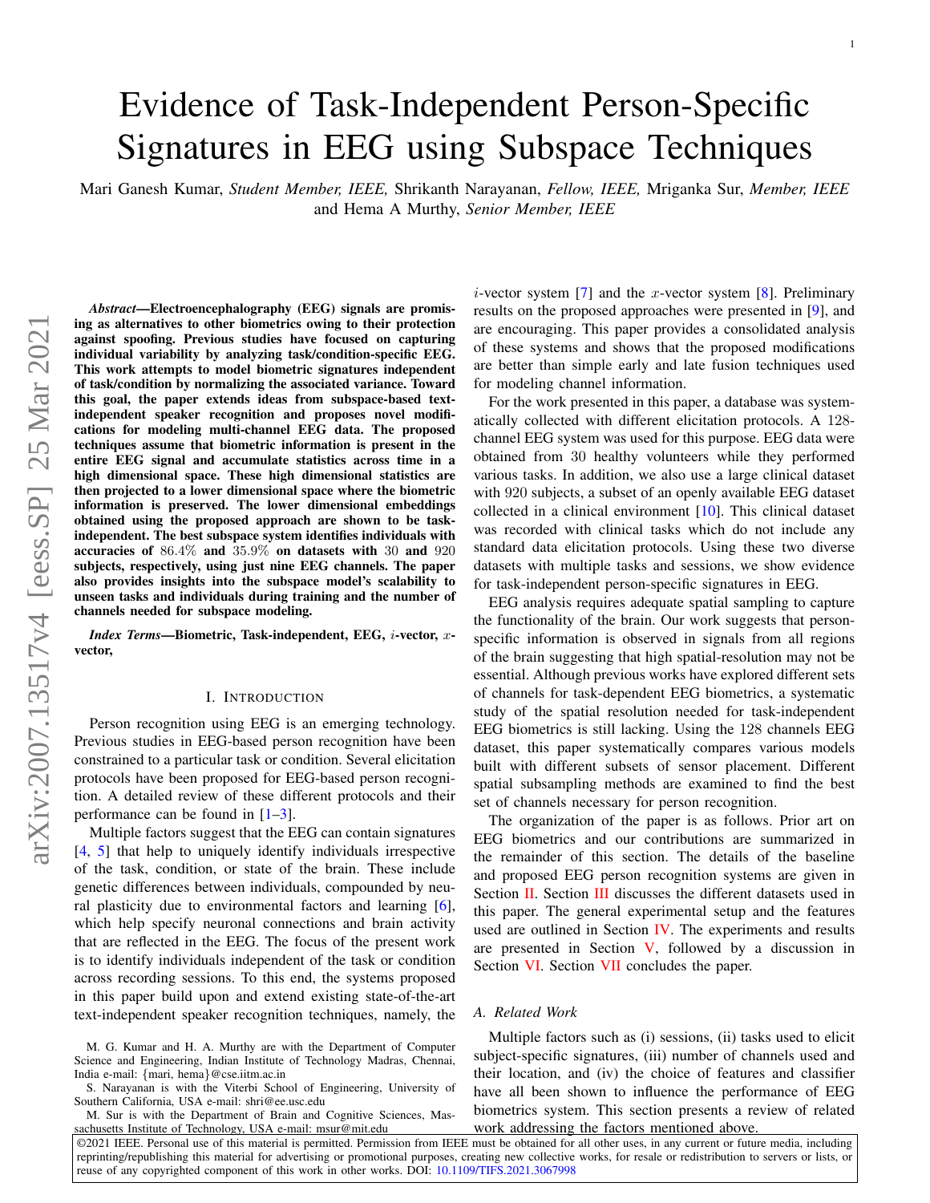# Evidence of Task-Independent Person-Specific Signatures in EEG using Subspace Techniques

Mari Ganesh Kumar, *Student Member, IEEE,* Shrikanth Narayanan, *Fellow, IEEE,* Mriganka Sur, *Member, IEEE* and Hema A Murthy, *Senior Member, IEEE*

***Abstract*—Electroencephalography (EEG) signals are promising as alternatives to other biometrics owing to their protection against spoofing. Previous studies have focused on capturing individual variability by analyzing task/condition-specific EEG. This work attempts to model biometric signatures independent of task/condition by normalizing the associated variance. Toward this goal, the paper extends ideas from subspace-based text-independent speaker recognition and proposes novel modifications for modeling multi-channel EEG data. The proposed techniques assume that biometric information is present in the entire EEG signal and accumulate statistics across time in a high dimensional space. These high dimensional statistics are then projected to a lower dimensional space where the biometric information is preserved. The lower dimensional embeddings obtained using the proposed approach are shown to be task-independent. The best subspace system identifies individuals with accuracies of $86.4\%$ and $35.9\%$ on datasets with $30$ and $920$ subjects, respectively, using just nine EEG channels. The paper also provides insights into the subspace model's scalability to unseen tasks and individuals during training and the number of channels needed for subspace modeling.**

***Index Terms*—Biometric, Task-independent, EEG, $i$-vector, $x$-vector,**

## I. Introduction

Person recognition using EEG is an emerging technology. Previous studies in EEG-based person recognition have been constrained to a particular task or condition. Several elicitation protocols have been proposed for EEG-based person recognition. A detailed review of these different protocols and their performance can be found in [1–3].

Multiple factors suggest that the EEG can contain signatures [4, 5] that help to uniquely identify individuals irrespective of the task, condition, or state of the brain. These include genetic differences between individuals, compounded by neural plasticity due to environmental factors and learning [6], which help specify neuronal connections and brain activity that are reflected in the EEG. The focus of the present work is to identify individuals independent of the task or condition across recording sessions. To this end, the systems proposed in this paper build upon and extend existing state-of-the-art text-independent speaker recognition techniques, namely, the $i$-vector system [7] and the $x$-vector system [8]. Preliminary results on the proposed approaches were presented in [9], and are encouraging. This paper provides a consolidated analysis of these systems and shows that the proposed modifications are better than simple early and late fusion techniques used for modeling channel information.

For the work presented in this paper, a database was systematically collected with different elicitation protocols. A 128-channel EEG system was used for this purpose. EEG data were obtained from 30 healthy volunteers while they performed various tasks. In addition, we also use a large clinical dataset with 920 subjects, a subset of an openly available EEG dataset collected in a clinical environment [10]. This clinical dataset was recorded with clinical tasks which do not include any standard data elicitation protocols. Using these two diverse datasets with multiple tasks and sessions, we show evidence for task-independent person-specific signatures in EEG.

EEG analysis requires adequate spatial sampling to capture the functionality of the brain. Our work suggests that person-specific information is observed in signals from all regions of the brain suggesting that high spatial-resolution may not be essential. Although previous works have explored different sets of channels for task-dependent EEG biometrics, a systematic study of the spatial resolution needed for task-independent EEG biometrics is still lacking. Using the 128 channels EEG dataset, this paper systematically compares various models built with different subsets of sensor placement. Different spatial subsampling methods are examined to find the best set of channels necessary for person recognition.

The organization of the paper is as follows. Prior art on EEG biometrics and our contributions are summarized in the remainder of this section. The details of the baseline and proposed EEG person recognition systems are given in Section II. Section III discusses the different datasets used in this paper. The general experimental setup and the features used are outlined in Section IV. The experiments and results are presented in Section V, followed by a discussion in Section VI. Section VII concludes the paper.

### A. Related Work

Multiple factors such as (i) sessions, (ii) tasks used to elicit subject-specific signatures, (iii) number of channels used and their location, and (iv) the choice of features and classifier have all been shown to influence the performance of EEG biometrics system. This section presents a review of related work addressing the factors mentioned above.

M. G. Kumar and H. A. Murthy are with the Department of Computer Science and Engineering, Indian Institute of Technology Madras, Chennai, India e-mail: {mari, hema}@cse.iitm.ac.in

S. Narayanan is with the Viterbi School of Engineering, University of Southern California, USA e-mail: shri@ee.usc.edu

M. Sur is with the Department of Brain and Cognitive Sciences, Massachusetts Institute of Technology, USA e-mail: msur@mit.edu

©2021 IEEE. Personal use of this material is permitted. Permission from IEEE must be obtained for all other uses, in any current or future media, including reprinting/republishing this material for advertising or promotional purposes, creating new collective works, for resale or redistribution to servers or lists, or reuse of any copyrighted component of this work in other works. DOI: 10.1109/TIFS.2021.3067998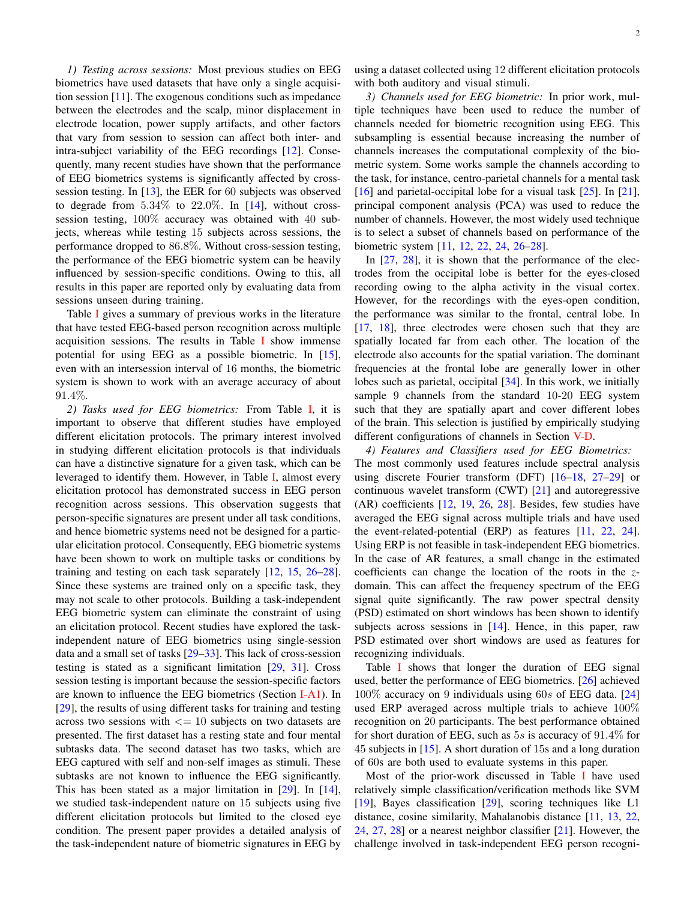*1) Testing across sessions:* Most previous studies on EEG biometrics have used datasets that have only a single acquisition session [11]. The exogenous conditions such as impedance between the electrodes and the scalp, minor displacement in electrode location, power supply artifacts, and other factors that vary from session to session can affect both inter- and intra-subject variability of the EEG recordings [12]. Consequently, many recent studies have shown that the performance of EEG biometrics systems is significantly affected by cross-session testing. In [13], the EER for 60 subjects was observed to degrade from $5.34\%$ to $22.0\%$. In [14], without cross-session testing, $100\%$ accuracy was obtained with $40$ subjects, whereas while testing $15$ subjects across sessions, the performance dropped to $86.8\%$. Without cross-session testing, the performance of the EEG biometric system can be heavily influenced by session-specific conditions. Owing to this, all results in this paper are reported only by evaluating data from sessions unseen during training.

Table I gives a summary of previous works in the literature that have tested EEG-based person recognition across multiple acquisition sessions. The results in Table I show immense potential for using EEG as a possible biometric. In [15], even with an intersession interval of 16 months, the biometric system is shown to work with an average accuracy of about $91.4\%$.

*2) Tasks used for EEG biometrics:* From Table I, it is important to observe that different studies have employed different elicitation protocols. The primary interest involved in studying different elicitation protocols is that individuals can have a distinctive signature for a given task, which can be leveraged to identify them. However, in Table I, almost every elicitation protocol has demonstrated success in EEG person recognition across sessions. This observation suggests that person-specific signatures are present under all task conditions, and hence biometric systems need not be designed for a particular elicitation protocol. Consequently, EEG biometric systems have been shown to work on multiple tasks or conditions by training and testing on each task separately [12, 15, 26–28]. Since these systems are trained only on a specific task, they may not scale to other protocols. Building a task-independent EEG biometric system can eliminate the constraint of using an elicitation protocol. Recent studies have explored the task-independent nature of EEG biometrics using single-session data and a small set of tasks [29–33]. This lack of cross-session testing is stated as a significant limitation [29, 31]. Cross session testing is important because the session-specific factors are known to influence the EEG biometrics (Section I-A1). In [29], the results of using different tasks for training and testing across two sessions with $<= 10$ subjects on two datasets are presented. The first dataset has a resting state and four mental subtasks data. The second dataset has two tasks, which are EEG captured with self and non-self images as stimuli. These subtasks are not known to influence the EEG significantly. This has been stated as a major limitation in [29]. In [14], we studied task-independent nature on 15 subjects using five different elicitation protocols but limited to the closed eye condition. The present paper provides a detailed analysis of the task-independent nature of biometric signatures in EEG by using a dataset collected using 12 different elicitation protocols with both auditory and visual stimuli.

*3) Channels used for EEG biometric:* In prior work, multiple techniques have been used to reduce the number of channels needed for biometric recognition using EEG. This subsampling is essential because increasing the number of channels increases the computational complexity of the biometric system. Some works sample the channels according to the task, for instance, centro-parietal channels for a mental task [16] and parietal-occipital lobe for a visual task [25]. In [21], principal component analysis (PCA) was used to reduce the number of channels. However, the most widely used technique is to select a subset of channels based on performance of the biometric system [11, 12, 22, 24, 26–28].

In [27, 28], it is shown that the performance of the electrodes from the occipital lobe is better for the eyes-closed recording owing to the alpha activity in the visual cortex. However, for the recordings with the eyes-open condition, the performance was similar to the frontal, central lobe. In [17, 18], three electrodes were chosen such that they are spatially located far from each other. The location of the electrode also accounts for the spatial variation. The dominant frequencies at the frontal lobe are generally lower in other lobes such as parietal, occipital [34]. In this work, we initially sample 9 channels from the standard 10-20 EEG system such that they are spatially apart and cover different lobes of the brain. This selection is justified by empirically studying different configurations of channels in Section V-D.

*4) Features and Classifiers used for EEG Biometrics:* The most commonly used features include spectral analysis using discrete Fourier transform (DFT) [16–18, 27–29] or continuous wavelet transform (CWT) [21] and autoregressive (AR) coefficients [12, 19, 26, 28]. Besides, few studies have averaged the EEG signal across multiple trials and have used the event-related-potential (ERP) as features [11, 22, 24]. Using ERP is not feasible in task-independent EEG biometrics. In the case of AR features, a small change in the estimated coefficients can change the location of the roots in the $z$-domain. This can affect the frequency spectrum of the EEG signal quite significantly. The raw power spectral density (PSD) estimated on short windows has been shown to identify subjects across sessions in [14]. Hence, in this paper, raw PSD estimated over short windows are used as features for recognizing individuals.

Table I shows that longer the duration of EEG signal used, better the performance of EEG biometrics. [26] achieved $100\%$ accuracy on 9 individuals using $60s$ of EEG data. [24] used ERP averaged across multiple trials to achieve $100\%$ recognition on 20 participants. The best performance obtained for short duration of EEG, such as $5s$ is accuracy of $91.4\%$ for 45 subjects in [15]. A short duration of 15s and a long duration of 60s are both used to evaluate systems in this paper.

Most of the prior-work discussed in Table I have used relatively simple classification/verification methods like SVM [19], Bayes classification [29], scoring techniques like L1 distance, cosine similarity, Mahalanobis distance [11, 13, 22, 24, 27, 28] or a nearest neighbor classifier [21]. However, the challenge involved in task-independent EEG person recogni-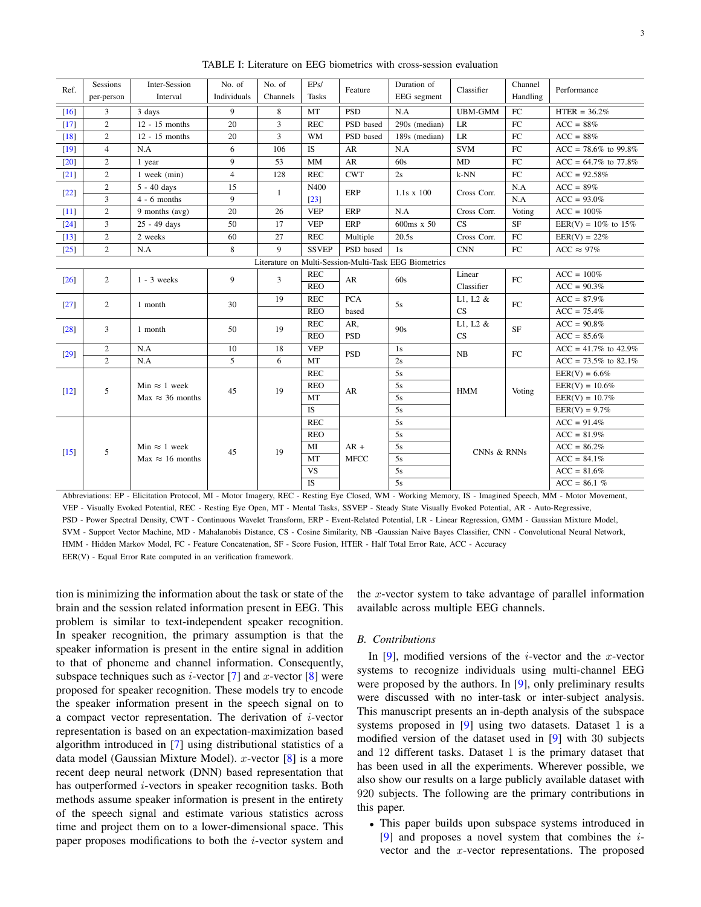TABLE I: Literature on EEG biometrics with cross-session evaluation

| Ref. | Sessions per-person | Inter-Session Interval | No. of Individuals | No. of Channels | EPs/ Tasks | Feature | Duration of EEG segment | Classifier | Channel Handling | Performance |
|---|---|---|---|---|---|---|---|---|---|---|
| [16] | 3 | 3 days | 9 | 8 | MT | PSD | N.A | UBM-GMM | FC | HTER = 36.2% |
| [17] | 2 | 12 - 15 months | 20 | 3 | REC | PSD based | 290s (median) | LR | FC | ACC = 88% |
| [18] | 2 | 12 - 15 months | 20 | 3 | WM | PSD based | 189s (median) | LR | FC | ACC = 88% |
| [19] | 4 | N.A | 6 | 106 | IS | AR | N.A | SVM | FC | ACC = 78.6% to 99.8% |
| [20] | 2 | 1 year | 9 | 53 | MM | AR | 60s | MD | FC | ACC = 64.7% to 77.8% |
| [21] | 2 | 1 week (min) | 4 | 128 | REC | CWT | 2s | k-NN | FC | ACC = 92.58% |
| [22] | 2 | 5 - 40 days | 15 | 1 | N400 [23] | ERP | 1.1s x 100 | Cross Corr. | N.A | ACC = 89% |
| | 3 | 4 - 6 months | 9 | | | | | | N.A | ACC = 93.0% |
| [11] | 2 | 9 months (avg) | 20 | 26 | VEP | ERP | N.A | Cross Corr. | Voting | ACC = 100% |
| [24] | 3 | 25 - 49 days | 50 | 17 | VEP | ERP | 600ms x 50 | CS | SF | EER(V) = 10% to 15% |
| [13] | 2 | 2 weeks | 60 | 27 | REC | Multiple | 20.5s | Cross Corr. | FC | EER(V) = 22% |
| [25] | 2 | N.A | 8 | 9 | SSVEP | PSD based | 1s | CNN | FC | ACC ≈ 97% |
| Literature on Multi-Session-Multi-Task EEG Biometrics | | | | | | | | | | |
| [26] | 2 | 1 - 3 weeks | 9 | 3 | REC | AR | 60s | Linear Classifier | FC | ACC = 100% |
| | | | | | REO | | | | | ACC = 90.3% |
| [27] | 2 | 1 month | 30 | 19 | REC | PCA based | 5s | L1, L2 & CS | FC | ACC = 87.9% |
| | | | | | REO | | | | | ACC = 75.4% |
| [28] | 3 | 1 month | 50 | 19 | REC | AR, PSD | 90s | L1, L2 & CS | SF | ACC = 90.8% |
| | | | | | REO | | | | | ACC = 85.6% |
| [29] | 2 | N.A | 10 | 18 | VEP | PSD | 1s | NB | FC | ACC = 41.7% to 42.9% |
| | 2 | N.A | 5 | 6 | MT | | 2s | | | ACC = 73.5% to 82.1% |
| [12] | 5 | Min ≈ 1 week Max ≈ 36 months | 45 | 19 | REC | AR | 5s | HMM | Voting | EER(V) = 6.6% |
| | | | | | REO | | 5s | | | EER(V) = 10.6% |
| | | | | | MT | | 5s | | | EER(V) = 10.7% |
| | | | | | IS | | 5s | | | EER(V) = 9.7% |
| [15] | 5 | Min ≈ 1 week Max ≈ 16 months | 45 | 19 | REC | AR + MFCC | 5s | CNNs & RNNs | | ACC = 91.4% |
| | | | | | REO | | 5s | | | ACC = 81.9% |
| | | | | | MI | | 5s | | | ACC = 86.2% |
| | | | | | MT | | 5s | | | ACC = 84.1% |
| | | | | | VS | | 5s | | | ACC = 81.6% |
| | | | | | IS | | 5s | | | ACC = 86.1 % |

Abbreviations: EP - Elicitation Protocol, MI - Motor Imagery, REC - Resting Eye Closed, WM - Working Memory, IS - Imagined Speech, MM - Motor Movement, VEP - Visually Evoked Potential, REC - Resting Eye Open, MT - Mental Tasks, SSVEP - Steady State Visually Evoked Potential, AR - Auto-Regressive, PSD - Power Spectral Density, CWT - Continuous Wavelet Transform, ERP - Event-Related Potential, LR - Linear Regression, GMM - Gaussian Mixture Model, SVM - Support Vector Machine, MD - Mahalanobis Distance, CS - Cosine Similarity, NB -Gaussian Naive Bayes Classifier, CNN - Convolutional Neural Network, HMM - Hidden Markov Model, FC - Feature Concatenation, SF - Score Fusion, HTER - Half Total Error Rate, ACC - Accuracy
EER(V) - Equal Error Rate computed in an verification framework.

tion is minimizing the information about the task or state of the brain and the session related information present in EEG. This problem is similar to text-independent speaker recognition. In speaker recognition, the primary assumption is that the speaker information is present in the entire signal in addition to that of phoneme and channel information. Consequently, subspace techniques such as $i$-vector [7] and $x$-vector [8] were proposed for speaker recognition. These models try to encode the speaker information present in the speech signal on to a compact vector representation. The derivation of $i$-vector representation is based on an expectation-maximization based algorithm introduced in [7] using distributional statistics of a data model (Gaussian Mixture Model). $x$-vector [8] is a more recent deep neural network (DNN) based representation that has outperformed $i$-vectors in speaker recognition tasks. Both methods assume speaker information is present in the entirety of the speech signal and estimate various statistics across time and project them on to a lower-dimensional space. This paper proposes modifications to both the $i$-vector system and the $x$-vector system to take advantage of parallel information available across multiple EEG channels.

### *B. Contributions*

In [9], modified versions of the $i$-vector and the $x$-vector systems to recognize individuals using multi-channel EEG were proposed by the authors. In [9], only preliminary results were discussed with no inter-task or inter-subject analysis. This manuscript presents an in-depth analysis of the subspace systems proposed in [9] using two datasets. Dataset 1 is a modified version of the dataset used in [9] with 30 subjects and 12 different tasks. Dataset 1 is the primary dataset that has been used in all the experiments. Wherever possible, we also show our results on a large publicly available dataset with 920 subjects. The following are the primary contributions in this paper.

- This paper builds upon subspace systems introduced in [9] and proposes a novel system that combines the $i$-vector and the $x$-vector representations. The proposed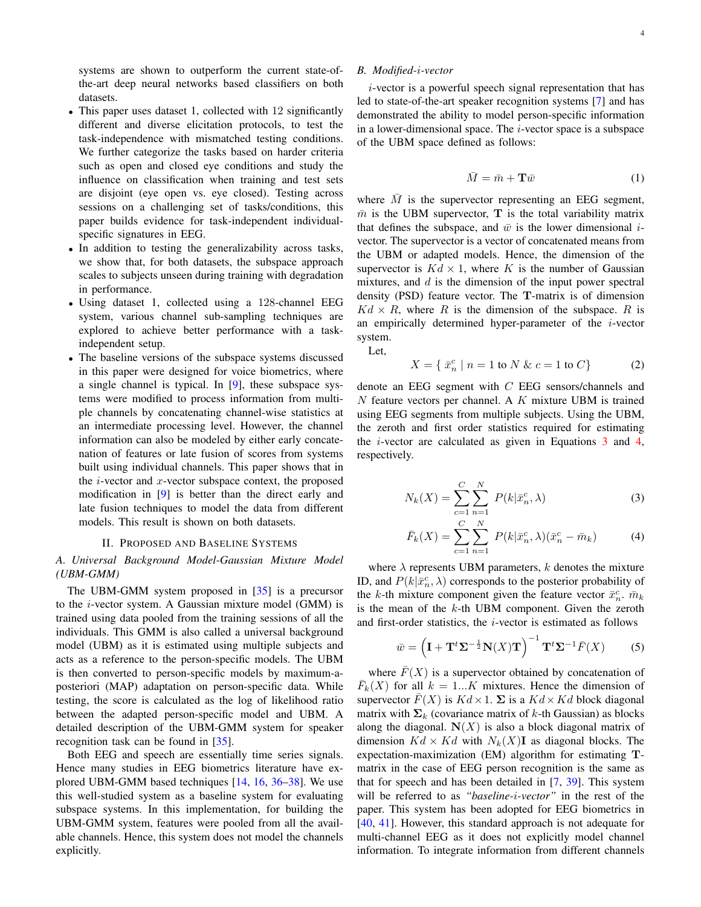systems are shown to outperform the current state-of-the-art deep neural networks based classifiers on both datasets.

- This paper uses dataset 1, collected with 12 significantly different and diverse elicitation protocols, to test the task-independence with mismatched testing conditions. We further categorize the tasks based on harder criteria such as open and closed eye conditions and study the influence on classification when training and test sets are disjoint (eye open vs. eye closed). Testing across sessions on a challenging set of tasks/conditions, this paper builds evidence for task-independent individual-specific signatures in EEG.
- In addition to testing the generalizability across tasks, we show that, for both datasets, the subspace approach scales to subjects unseen during training with degradation in performance.
- Using dataset 1, collected using a 128-channel EEG system, various channel sub-sampling techniques are explored to achieve better performance with a task-independent setup.
- The baseline versions of the subspace systems discussed in this paper were designed for voice biometrics, where a single channel is typical. In [9], these subspace systems were modified to process information from multiple channels by concatenating channel-wise statistics at an intermediate processing level. However, the channel information can also be modeled by either early concatenation of features or late fusion of scores from systems built using individual channels. This paper shows that in the $i$-vector and $x$-vector subspace context, the proposed modification in [9] is better than the direct early and late fusion techniques to model the data from different models. This result is shown on both datasets.

## II. Proposed and Baseline Systems

### A. Universal Background Model-Gaussian Mixture Model (UBM-GMM)

The UBM-GMM system proposed in [35] is a precursor to the $i$-vector system. A Gaussian mixture model (GMM) is trained using data pooled from the training sessions of all the individuals. This GMM is also called a universal background model (UBM) as it is estimated using multiple subjects and acts as a reference to the person-specific models. The UBM is then converted to person-specific models by maximum-a-posteriori (MAP) adaptation on person-specific data. While testing, the score is calculated as the log of likelihood ratio between the adapted person-specific model and UBM. A detailed description of the UBM-GMM system for speaker recognition task can be found in [35].

Both EEG and speech are essentially time series signals. Hence many studies in EEG biometrics literature have explored UBM-GMM based techniques [14, 16, 36–38]. We use this well-studied system as a baseline system for evaluating subspace systems. In this implementation, for building the UBM-GMM system, features were pooled from all the available channels. Hence, this system does not model the channels explicitly.

### B. Modified-$i$-vector

$i$-vector is a powerful speech signal representation that has led to state-of-the-art speaker recognition systems [7] and has demonstrated the ability to model person-specific information in a lower-dimensional space. The $i$-vector space is a subspace of the UBM space defined as follows:

$$\bar{M} = \bar{m} + \mathbf{T}\bar{w} \tag{1}$$

where $\bar{M}$ is the supervector representing an EEG segment, $\bar{m}$ is the UBM supervector, $\mathbf{T}$ is the total variability matrix that defines the subspace, and $\bar{w}$ is the lower dimensional $i$-vector. The supervector is a vector of concatenated means from the UBM or adapted models. Hence, the dimension of the supervector is $Kd \times 1$, where $K$ is the number of Gaussian mixtures, and $d$ is the dimension of the input power spectral density (PSD) feature vector. The $\mathbf{T}$-matrix is of dimension $Kd \times R$, where $R$ is the dimension of the subspace. $R$ is an empirically determined hyper-parameter of the $i$-vector system.

Let,

$$X = \{ \, \bar{x}_n^c \mid n = 1 \text{ to } N \;\&\; c = 1 \text{ to } C \} \tag{2}$$

denote an EEG segment with $C$ EEG sensors/channels and $N$ feature vectors per channel. A $K$ mixture UBM is trained using EEG segments from multiple subjects. Using the UBM, the zeroth and first order statistics required for estimating the $i$-vector are calculated as given in Equations 3 and 4, respectively.

$$N_k(X) = \sum_{c=1}^{C} \sum_{n=1}^{N} P(k|\bar{x}_n^c, \lambda) \tag{3}$$

$$\bar{F}_k(X) = \sum_{c=1}^{C} \sum_{n=1}^{N} P(k|\bar{x}_n^c, \lambda)(\bar{x}_n^c - \bar{m}_k) \tag{4}$$

where $\lambda$ represents UBM parameters, $k$ denotes the mixture ID, and $P(k|\bar{x}_n^c, \lambda)$ corresponds to the posterior probability of the $k$-th mixture component given the feature vector $\bar{x}_n^c$. $\bar{m}_k$ is the mean of the $k$-th UBM component. Given the zeroth and first-order statistics, the $i$-vector is estimated as follows

$$\bar{w} = \left(\mathbf{I} + \mathbf{T}^t \mathbf{\Sigma}^{-\frac{1}{2}} \mathbf{N}(X) \mathbf{T}\right)^{-1} \mathbf{T}^t \mathbf{\Sigma}^{-1} \bar{F}(X) \tag{5}$$

where $\bar{F}(X)$ is a supervector obtained by concatenation of $\bar{F}_k(X)$ for all $k = 1...K$ mixtures. Hence the dimension of supervector $\bar{F}(X)$ is $Kd \times 1$. $\mathbf{\Sigma}$ is a $Kd \times Kd$ block diagonal matrix with $\mathbf{\Sigma}_k$ (covariance matrix of $k$-th Gaussian) as blocks along the diagonal. $\mathbf{N}(X)$ is also a block diagonal matrix of dimension $Kd \times Kd$ with $N_k(X)\mathbf{I}$ as diagonal blocks. The expectation-maximization (EM) algorithm for estimating $\mathbf{T}$-matrix in the case of EEG person recognition is the same as that for speech and has been detailed in [7, 39]. This system will be referred to as *"baseline-$i$-vector"* in the rest of the paper. This system has been adopted for EEG biometrics in [40, 41]. However, this standard approach is not adequate for multi-channel EEG as it does not explicitly model channel information. To integrate information from different channels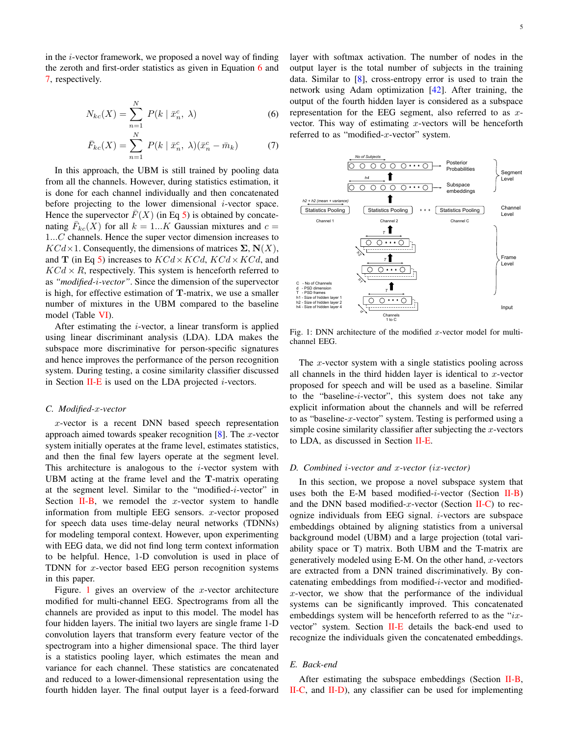in the $i$-vector framework, we proposed a novel way of finding the zeroth and first-order statistics as given in Equation 6 and 7, respectively.

$$N_{kc}(X) = \sum_{n=1}^{N} P(k \mid \bar{x}_n^c, \lambda) \quad (6)$$

$$\bar{F}_{kc}(X) = \sum_{n=1}^{N} P(k \mid \bar{x}_n^c, \lambda)(\bar{x}_n^c - \bar{m}_k) \quad (7)$$

In this approach, the UBM is still trained by pooling data from all the channels. However, during statistics estimation, it is done for each channel individually and then concatenated before projecting to the lower dimensional $i$-vector space. Hence the supervector $\bar{F}(X)$ (in Eq 5) is obtained by concatenating $\bar{F}_{kc}(X)$ for all $k = 1...K$ Gaussian mixtures and $c = 1...C$ channels. Hence the super vector dimension increases to $KCd \times 1$. Consequently, the dimensions of matrices $\mathbf{\Sigma}$, $\mathbf{N}(X)$, and $\mathbf{T}$ (in Eq 5) increases to $KCd \times KCd$, $KCd \times KCd$, and $KCd \times R$, respectively. This system is henceforth referred to as *"modified-$i$-vector"*. Since the dimension of the supervector is high, for effective estimation of $\mathbf{T}$-matrix, we use a smaller number of mixtures in the UBM compared to the baseline model (Table VI).

After estimating the $i$-vector, a linear transform is applied using linear discriminant analysis (LDA). LDA makes the subspace more discriminative for person-specific signatures and hence improves the performance of the person recognition system. During testing, a cosine similarity classifier discussed in Section II-E is used on the LDA projected $i$-vectors.

### C. Modified-$x$-vector

$x$-vector is a recent DNN based speech representation approach aimed towards speaker recognition [8]. The $x$-vector system initially operates at the frame level, estimates statistics, and then the final few layers operate at the segment level. This architecture is analogous to the $i$-vector system with UBM acting at the frame level and the $\mathbf{T}$-matrix operating at the segment level. Similar to the "modified-$i$-vector" in Section II-B, we remodel the $x$-vector system to handle information from multiple EEG sensors. $x$-vector proposed for speech data uses time-delay neural networks (TDNNs) for modeling temporal context. However, upon experimenting with EEG data, we did not find long term context information to be helpful. Hence, 1-D convolution is used in place of TDNN for $x$-vector based EEG person recognition systems in this paper.

Figure. 1 gives an overview of the $x$-vector architecture modified for multi-channel EEG. Spectrograms from all the channels are provided as input to this model. The model has four hidden layers. The initial two layers are single frame 1-D convolution layers that transform every feature vector of the spectrogram into a higher dimensional space. The third layer is a statistics pooling layer, which estimates the mean and variance for each channel. These statistics are concatenated and reduced to a lower-dimensional representation using the fourth hidden layer. The final output layer is a feed-forward layer with softmax activation. The number of nodes in the output layer is the total number of subjects in the training data. Similar to [8], cross-entropy error is used to train the network using Adam optimization [42]. After training, the output of the fourth hidden layer is considered as a subspace representation for the EEG segment, also referred to as $x$-vector. This way of estimating $x$-vectors will be henceforth referred to as "modified-$x$-vector" system.

Fig. 1: DNN architecture of the modified $x$-vector model for multi-channel EEG.

The $x$-vector system with a single statistics pooling across all channels in the third hidden layer is identical to $x$-vector proposed for speech and will be used as a baseline. Similar to the "baseline-$i$-vector", this system does not take any explicit information about the channels and will be referred to as "baseline-$x$-vector" system. Testing is performed using a simple cosine similarity classifier after subjecting the $x$-vectors to LDA, as discussed in Section II-E.

### D. Combined $i$-vector and $x$-vector ($ix$-vector)

In this section, we propose a novel subspace system that uses both the E-M based modified-$i$-vector (Section II-B) and the DNN based modified-$x$-vector (Section II-C) to recognize individuals from EEG signal. $i$-vectors are subspace embeddings obtained by aligning statistics from a universal background model (UBM) and a large projection (total variability space or T) matrix. Both UBM and the T-matrix are generatively modeled using E-M. On the other hand, $x$-vectors are extracted from a DNN trained discriminatively. By concatenating embeddings from modified-$i$-vector and modified-$x$-vector, we show that the performance of the individual systems can be significantly improved. This concatenated embeddings system will be henceforth referred to as the "$ix$-vector" system. Section II-E details the back-end used to recognize the individuals given the concatenated embeddings.

### E. Back-end

After estimating the subspace embeddings (Section II-B, II-C, and II-D), any classifier can be used for implementing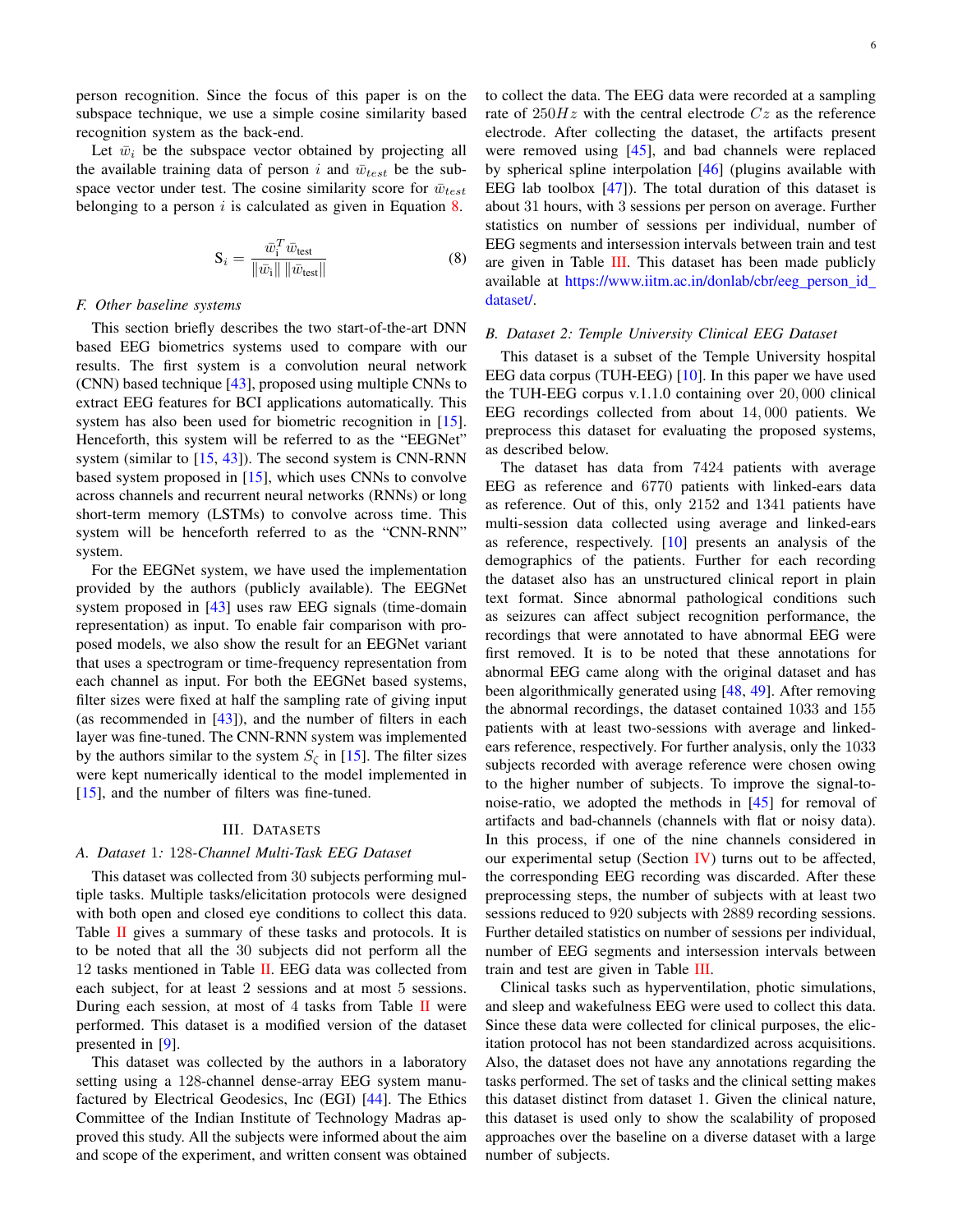person recognition. Since the focus of this paper is on the subspace technique, we use a simple cosine similarity based recognition system as the back-end.

Let $\bar{w}_i$ be the subspace vector obtained by projecting all the available training data of person $i$ and $\bar{w}_{test}$ be the subspace vector under test. The cosine similarity score for $\bar{w}_{test}$ belonging to a person $i$ is calculated as given in Equation 8.

$$\mathrm{S}_i = \frac{\bar{w}_{\mathrm{i}}^T \bar{w}_{\mathrm{test}}}{\|\bar{w}_{\mathrm{i}}\| \, \|\bar{w}_{\mathrm{test}}\|} \tag{8}$$

### *F. Other baseline systems*

This section briefly describes the two start-of-the-art DNN based EEG biometrics systems used to compare with our results. The first system is a convolution neural network (CNN) based technique [43], proposed using multiple CNNs to extract EEG features for BCI applications automatically. This system has also been used for biometric recognition in [15]. Henceforth, this system will be referred to as the "EEGNet" system (similar to [15, 43]). The second system is CNN-RNN based system proposed in [15], which uses CNNs to convolve across channels and recurrent neural networks (RNNs) or long short-term memory (LSTMs) to convolve across time. This system will be henceforth referred to as the "CNN-RNN" system.

For the EEGNet system, we have used the implementation provided by the authors (publicly available). The EEGNet system proposed in [43] uses raw EEG signals (time-domain representation) as input. To enable fair comparison with proposed models, we also show the result for an EEGNet variant that uses a spectrogram or time-frequency representation from each channel as input. For both the EEGNet based systems, filter sizes were fixed at half the sampling rate of giving input (as recommended in [43]), and the number of filters in each layer was fine-tuned. The CNN-RNN system was implemented by the authors similar to the system $S_\zeta$ in [15]. The filter sizes were kept numerically identical to the model implemented in [15], and the number of filters was fine-tuned.

## III. Datasets

### *A. Dataset 1: 128-Channel Multi-Task EEG Dataset*

This dataset was collected from 30 subjects performing multiple tasks. Multiple tasks/elicitation protocols were designed with both open and closed eye conditions to collect this data. Table II gives a summary of these tasks and protocols. It is to be noted that all the 30 subjects did not perform all the 12 tasks mentioned in Table II. EEG data was collected from each subject, for at least 2 sessions and at most 5 sessions. During each session, at most of 4 tasks from Table II were performed. This dataset is a modified version of the dataset presented in [9].

This dataset was collected by the authors in a laboratory setting using a 128-channel dense-array EEG system manufactured by Electrical Geodesics, Inc (EGI) [44]. The Ethics Committee of the Indian Institute of Technology Madras approved this study. All the subjects were informed about the aim and scope of the experiment, and written consent was obtained to collect the data. The EEG data were recorded at a sampling rate of $250Hz$ with the central electrode $Cz$ as the reference electrode. After collecting the dataset, the artifacts present were removed using [45], and bad channels were replaced by spherical spline interpolation [46] (plugins available with EEG lab toolbox [47]). The total duration of this dataset is about 31 hours, with 3 sessions per person on average. Further statistics on number of sessions per individual, number of EEG segments and intersession intervals between train and test are given in Table III. This dataset has been made publicly available at https://www.iitm.ac.in/donlab/cbr/eeg_person_id_dataset/.

### *B. Dataset 2: Temple University Clinical EEG Dataset*

This dataset is a subset of the Temple University hospital EEG data corpus (TUH-EEG) [10]. In this paper we have used the TUH-EEG corpus v.1.1.0 containing over $20,000$ clinical EEG recordings collected from about $14,000$ patients. We preprocess this dataset for evaluating the proposed systems, as described below.

The dataset has data from 7424 patients with average EEG as reference and 6770 patients with linked-ears data as reference. Out of this, only 2152 and 1341 patients have multi-session data collected using average and linked-ears as reference, respectively. [10] presents an analysis of the demographics of the patients. Further for each recording the dataset also has an unstructured clinical report in plain text format. Since abnormal pathological conditions such as seizures can affect subject recognition performance, the recordings that were annotated to have abnormal EEG were first removed. It is to be noted that these annotations for abnormal EEG came along with the original dataset and has been algorithmically generated using [48, 49]. After removing the abnormal recordings, the dataset contained 1033 and 155 patients with at least two-sessions with average and linked-ears reference, respectively. For further analysis, only the 1033 subjects recorded with average reference were chosen owing to the higher number of subjects. To improve the signal-to-noise-ratio, we adopted the methods in [45] for removal of artifacts and bad-channels (channels with flat or noisy data). In this process, if one of the nine channels considered in our experimental setup (Section IV) turns out to be affected, the corresponding EEG recording was discarded. After these preprocessing steps, the number of subjects with at least two sessions reduced to 920 subjects with 2889 recording sessions. Further detailed statistics on number of sessions per individual, number of EEG segments and intersession intervals between train and test are given in Table III.

Clinical tasks such as hyperventilation, photic simulations, and sleep and wakefulness EEG were used to collect this data. Since these data were collected for clinical purposes, the elicitation protocol has not been standardized across acquisitions. Also, the dataset does not have any annotations regarding the tasks performed. The set of tasks and the clinical setting makes this dataset distinct from dataset 1. Given the clinical nature, this dataset is used only to show the scalability of proposed approaches over the baseline on a diverse dataset with a large number of subjects.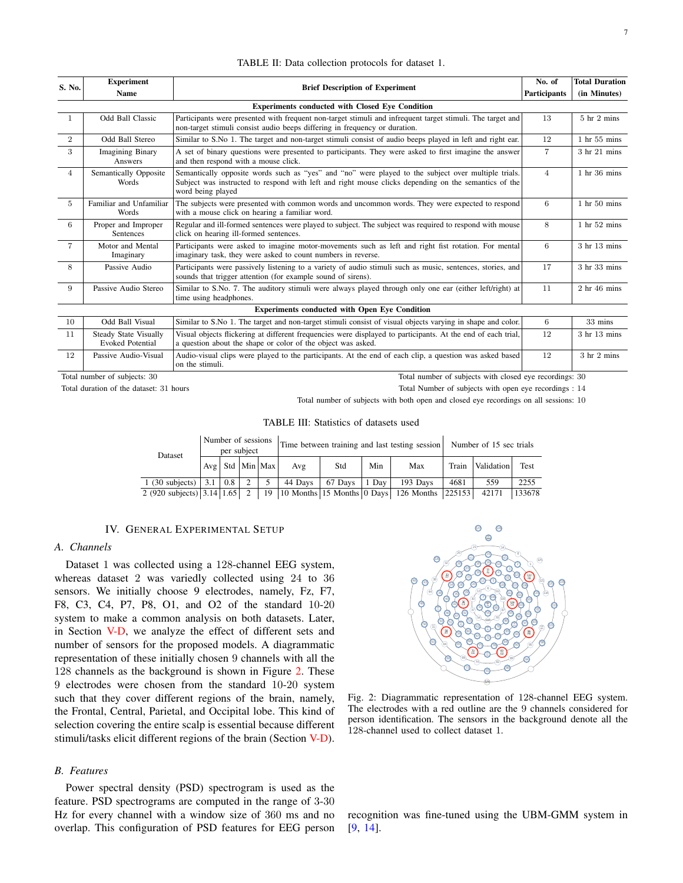TABLE II: Data collection protocols for dataset 1.

| S. No. | Experiment Name | Brief Description of Experiment | No. of Participants | Total Duration (in Minutes) |
|---|---|---|---|---|
| **Experiments conducted with Closed Eye Condition** | | | | |
| 1 | Odd Ball Classic | Participants were presented with frequent non-target stimuli and infrequent target stimuli. The target and non-target stimuli consist audio beeps differing in frequency or duration. | 13 | 5 hr 2 mins |
| 2 | Odd Ball Stereo | Similar to S.No 1. The target and non-target stimuli consist of audio beeps played in left and right ear. | 12 | 1 hr 55 mins |
| 3 | Imagining Binary Answers | A set of binary questions were presented to participants. They were asked to first imagine the answer and then respond with a mouse click. | 7 | 3 hr 21 mins |
| 4 | Semantically Opposite Words | Semantically opposite words such as "yes" and "no" were played to the subject over multiple trials. Subject was instructed to respond with left and right mouse clicks depending on the semantics of the word being played | 4 | 1 hr 36 mins |
| 5 | Familiar and Unfamiliar Words | The subjects were presented with common words and uncommon words. They were expected to respond with a mouse click on hearing a familiar word. | 6 | 1 hr 50 mins |
| 6 | Proper and Improper Sentences | Regular and ill-formed sentences were played to subject. The subject was required to respond with mouse click on hearing ill-formed sentences. | 8 | 1 hr 52 mins |
| 7 | Motor and Mental Imaginary | Participants were asked to imagine motor-movements such as left and right fist rotation. For mental imaginary task, they were asked to count numbers in reverse. | 6 | 3 hr 13 mins |
| 8 | Passive Audio | Participants were passively listening to a variety of audio stimuli such as music, sentences, stories, and sounds that trigger attention (for example sound of sirens). | 17 | 3 hr 33 mins |
| 9 | Passive Audio Stereo | Similar to S.No. 7. The auditory stimuli were always played through only one ear (either left/right) at time using headphones. | 11 | 2 hr 46 mins |
| **Experiments conducted with Open Eye Condition** | | | | |
| 10 | Odd Ball Visual | Similar to S.No 1. The target and non-target stimuli consist of visual objects varying in shape and color. | 6 | 33 mins |
| 11 | Steady State Visually Evoked Potential | Visual objects flickering at different frequencies were displayed to participants. At the end of each trial, a question about the shape or color of the object was asked. | 12 | 3 hr 13 mins |
| 12 | Passive Audio-Visual | Audio-visual clips were played to the participants. At the end of each clip, a question was asked based on the stimuli. | 12 | 3 hr 2 mins |

Total number of subjects: 30

Total duration of the dataset: 31 hours

Total number of subjects with closed eye recordings: 30

Total Number of subjects with open eye recordings : 14

Total number of subjects with both open and closed eye recordings on all sessions: 10

TABLE III: Statistics of datasets used

| Dataset | Number of sessions per subject | | | | Time between training and last testing session | | | | Number of 15 sec trials | | |
|---|---|---|---|---|---|---|---|---|---|---|---|
| | Avg | Std | Min | Max | Avg | Std | Min | Max | Train | Validation | Test |
| 1 (30 subjects) | 3.1 | 0.8 | 2 | 5 | 44 Days | 67 Days | 1 Day | 193 Days | 4681 | 559 | 2255 |
| 2 (920 subjects) | 3.14 | 1.65 | 2 | 19 | 10 Months | 15 Months | 0 Days | 126 Months | 225153 | 42171 | 133678 |

## IV. General Experimental Setup

### A. Channels

Dataset 1 was collected using a 128-channel EEG system, whereas dataset 2 was variedly collected using 24 to 36 sensors. We initially choose 9 electrodes, namely, Fz, F7, F8, C3, C4, P7, P8, O1, and O2 of the standard 10-20 system to make a common analysis on both datasets. Later, in Section V-D, we analyze the effect of different sets and number of sensors for the proposed models. A diagrammatic representation of these initially chosen 9 channels with all the 128 channels as the background is shown in Figure 2. These 9 electrodes were chosen from the standard 10-20 system such that they cover different regions of the brain, namely, the Frontal, Central, Parietal, and Occipital lobe. This kind of selection covering the entire scalp is essential because different stimuli/tasks elicit different regions of the brain (Section V-D).

Fig. 2: Diagrammatic representation of 128-channel EEG system. The electrodes with a red outline are the 9 channels considered for person identification. The sensors in the background denote all the 128-channel used to collect dataset 1.

### B. Features

Power spectral density (PSD) spectrogram is used as the feature. PSD spectrograms are computed in the range of 3-30 Hz for every channel with a window size of 360 ms and no overlap. This configuration of PSD features for EEG person recognition was fine-tuned using the UBM-GMM system in [9, 14].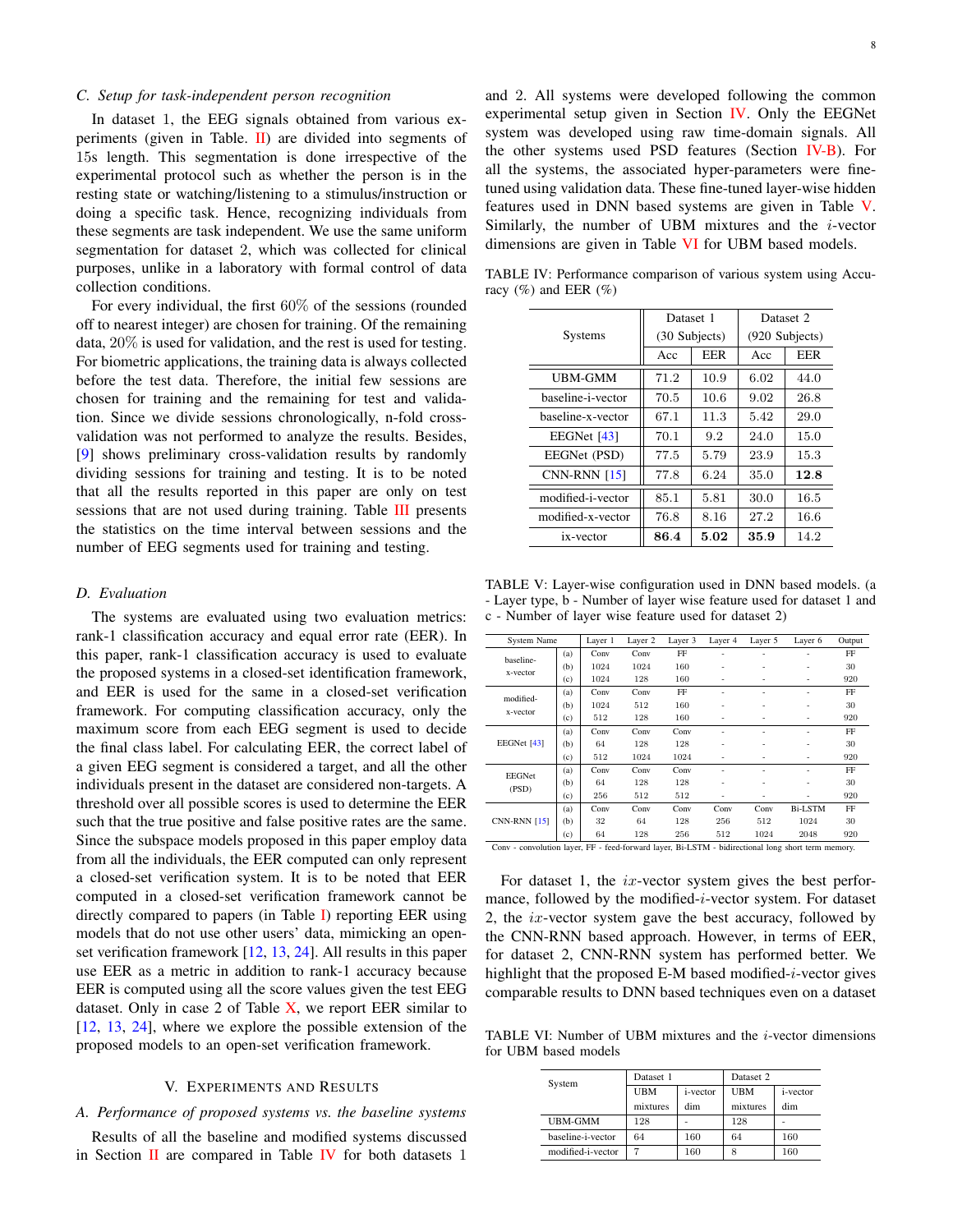### C. Setup for task-independent person recognition

In dataset 1, the EEG signals obtained from various experiments (given in Table. II) are divided into segments of 15s length. This segmentation is done irrespective of the experimental protocol such as whether the person is in the resting state or watching/listening to a stimulus/instruction or doing a specific task. Hence, recognizing individuals from these segments are task independent. We use the same uniform segmentation for dataset 2, which was collected for clinical purposes, unlike in a laboratory with formal control of data collection conditions.

For every individual, the first 60% of the sessions (rounded off to nearest integer) are chosen for training. Of the remaining data, 20% is used for validation, and the rest is used for testing. For biometric applications, the training data is always collected before the test data. Therefore, the initial few sessions are chosen for training and the remaining for test and validation. Since we divide sessions chronologically, n-fold cross-validation was not performed to analyze the results. Besides, [9] shows preliminary cross-validation results by randomly dividing sessions for training and testing. It is to be noted that all the results reported in this paper are only on test sessions that are not used during training. Table III presents the statistics on the time interval between sessions and the number of EEG segments used for training and testing.

### D. Evaluation

The systems are evaluated using two evaluation metrics: rank-1 classification accuracy and equal error rate (EER). In this paper, rank-1 classification accuracy is used to evaluate the proposed systems in a closed-set identification framework, and EER is used for the same in a closed-set verification framework. For computing classification accuracy, only the maximum score from each EEG segment is used to decide the final class label. For calculating EER, the correct label of a given EEG segment is considered a target, and all the other individuals present in the dataset are considered non-targets. A threshold over all possible scores is used to determine the EER such that the true positive and false positive rates are the same. Since the subspace models proposed in this paper employ data from all the individuals, the EER computed can only represent a closed-set verification system. It is to be noted that EER computed in a closed-set verification framework cannot be directly compared to papers (in Table I) reporting EER using models that do not use other users' data, mimicking an open-set verification framework [12, 13, 24]. All results in this paper use EER as a metric in addition to rank-1 accuracy because EER is computed using all the score values given the test EEG dataset. Only in case 2 of Table X, we report EER similar to [12, 13, 24], where we explore the possible extension of the proposed models to an open-set verification framework.

## V. Experiments and Results

### A. Performance of proposed systems vs. the baseline systems

Results of all the baseline and modified systems discussed in Section II are compared in Table IV for both datasets 1 and 2. All systems were developed following the common experimental setup given in Section IV. Only the EEGNet system was developed using raw time-domain signals. All the other systems used PSD features (Section IV-B). For all the systems, the associated hyper-parameters were fine-tuned using validation data. These fine-tuned layer-wise hidden features used in DNN based systems are given in Table V. Similarly, the number of UBM mixtures and the $i$-vector dimensions are given in Table VI for UBM based models.

TABLE IV: Performance comparison of various system using Accuracy (%) and EER (%)

| Systems | Dataset 1 (30 Subjects) | | Dataset 2 (920 Subjects) | |
|---|---|---|---|---|
| | Acc | EER | Acc | EER |
| UBM-GMM | 71.2 | 10.9 | 6.02 | 44.0 |
| baseline-i-vector | 70.5 | 10.6 | 9.02 | 26.8 |
| baseline-x-vector | 67.1 | 11.3 | 5.42 | 29.0 |
| EEGNet [43] | 70.1 | 9.2 | 24.0 | 15.0 |
| EGGNet (PSD) | 77.5 | 5.79 | 23.9 | 15.3 |
| CNN-RNN [15] | 77.8 | 6.24 | 35.0 | **12.8** |
| modified-i-vector | 85.1 | 5.81 | 30.0 | 16.5 |
| modified-x-vector | 76.8 | 8.16 | 27.2 | 16.6 |
| ix-vector | **86.4** | **5.02** | **35.9** | 14.2 |

TABLE V: Layer-wise configuration used in DNN based models. (a - Layer type, b - Number of layer wise feature used for dataset 1 and c - Number of layer wise feature used for dataset 2)

| System Name | | Layer 1 | Layer 2 | Layer 3 | Layer 4 | Layer 5 | Layer 6 | Output |
|---|---|---|---|---|---|---|---|---|
| baseline-x-vector | (a) | Conv | Conv | FF | - | - | - | FF |
| | (b) | 1024 | 1024 | 160 | - | - | - | 30 |
| | (c) | 1024 | 128 | 160 | - | - | - | 920 |
| modified-x-vector | (a) | Conv | Conv | FF | - | - | - | FF |
| | (b) | 1024 | 512 | 160 | - | - | - | 30 |
| | (c) | 512 | 128 | 160 | - | - | - | 920 |
| EEGNet [43] | (a) | Conv | Conv | Conv | - | - | - | FF |
| | (b) | 64 | 128 | 128 | - | - | - | 30 |
| | (c) | 512 | 1024 | 1024 | - | - | - | 920 |
| EEGNet (PSD) | (a) | Conv | Conv | Conv | - | - | - | FF |
| | (b) | 64 | 128 | 128 | - | - | - | 30 |
| | (c) | 256 | 512 | 512 | - | - | - | 920 |
| CNN-RNN [15] | (a) | Conv | Conv | Conv | Conv | Conv | Bi-LSTM | FF |
| | (b) | 32 | 64 | 128 | 256 | 512 | 1024 | 30 |
| | (c) | 64 | 128 | 256 | 512 | 1024 | 2048 | 920 |

Conv - convolution layer, FF - feed-forward layer, Bi-LSTM - bidirectional long short term memory.

For dataset 1, the $ix$-vector system gives the best performance, followed by the modified-$i$-vector system. For dataset 2, the $ix$-vector system gave the best accuracy, followed by the CNN-RNN based approach. However, in terms of EER, for dataset 2, CNN-RNN system has performed better. We highlight that the proposed E-M based modified-$i$-vector gives comparable results to DNN based techniques even on a dataset

TABLE VI: Number of UBM mixtures and the $i$-vector dimensions for UBM based models

| System | Dataset 1 | | Dataset 2 | |
|---|---|---|---|---|
| | UBM mixtures | i-vector dim | UBM mixtures | i-vector dim |
| UBM-GMM | 128 | - | 128 | - |
| baseline-i-vector | 64 | 160 | 64 | 160 |
| modified-i-vector | 7 | 160 | 8 | 160 |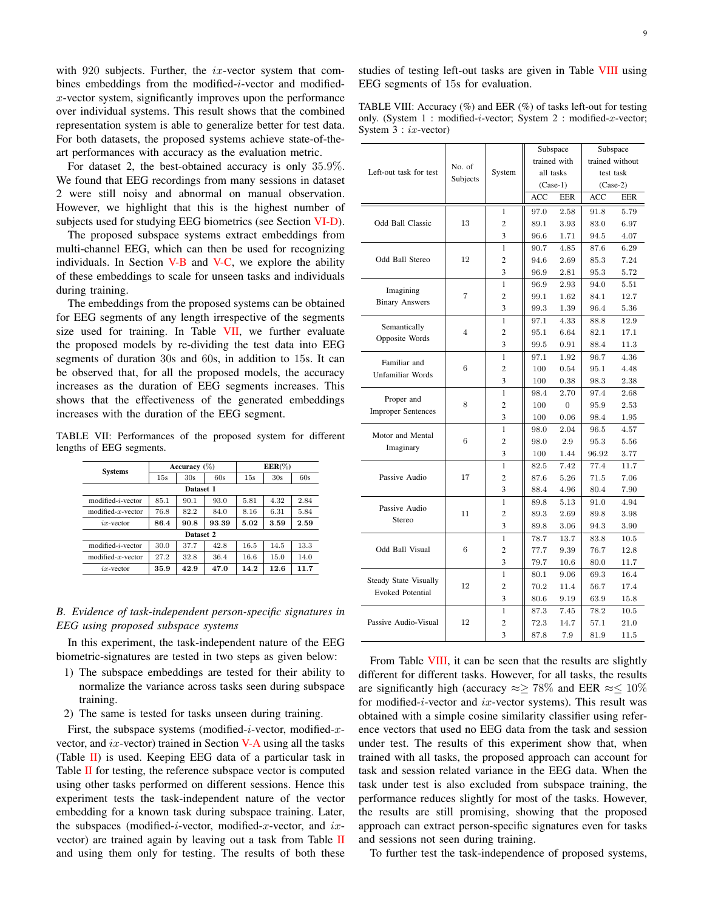with 920 subjects. Further, the $ix$-vector system that combines embeddings from the modified-$i$-vector and modified-$x$-vector system, significantly improves upon the performance over individual systems. This result shows that the combined representation system is able to generalize better for test data. For both datasets, the proposed systems achieve state-of-the-art performances with accuracy as the evaluation metric.

For dataset 2, the best-obtained accuracy is only 35.9%. We found that EEG recordings from many sessions in dataset 2 were still noisy and abnormal on manual observation. However, we highlight that this is the highest number of subjects used for studying EEG biometrics (see Section VI-D).

The proposed subspace systems extract embeddings from multi-channel EEG, which can then be used for recognizing individuals. In Section V-B and V-C, we explore the ability of these embeddings to scale for unseen tasks and individuals during training.

The embeddings from the proposed systems can be obtained for EEG segments of any length irrespective of the segments size used for training. In Table VII, we further evaluate the proposed models by re-dividing the test data into EEG segments of duration 30s and 60s, in addition to 15s. It can be observed that, for all the proposed models, the accuracy increases as the duration of EEG segments increases. This shows that the effectiveness of the generated embeddings increases with the duration of the EEG segment.

TABLE VII: Performances of the proposed system for different lengths of EEG segments.

| Systems | Accuracy (%) | | | EER(%) | | |
|---|---|---|---|---|---|---|
| | 15s | 30s | 60s | 15s | 30s | 60s |
| **Dataset 1** | | | | | | |
| modified-$i$-vector | 85.1 | 90.1 | 93.0 | 5.81 | 4.32 | 2.84 |
| modified-$x$-vector | 76.8 | 82.2 | 84.0 | 8.16 | 6.31 | 5.84 |
| $ix$-vector | **86.4** | **90.8** | **93.39** | **5.02** | **3.59** | **2.59** |
| **Dataset 2** | | | | | | |
| modified-$i$-vector | 30.0 | 37.7 | 42.8 | 16.5 | 14.5 | 13.3 |
| modified-$x$-vector | 27.2 | 32.8 | 36.4 | 16.6 | 15.0 | 14.0 |
| $ix$-vector | **35.9** | **42.9** | **47.0** | **14.2** | **12.6** | **11.7** |

### B. Evidence of task-independent person-specific signatures in EEG using proposed subspace systems

In this experiment, the task-independent nature of the EEG biometric-signatures are tested in two steps as given below:

1) The subspace embeddings are tested for their ability to normalize the variance across tasks seen during subspace training.
2) The same is tested for tasks unseen during training.

First, the subspace systems (modified-$i$-vector, modified-$x$-vector, and $ix$-vector) trained in Section V-A using all the tasks (Table II) is used. Keeping EEG data of a particular task in Table II for testing, the reference subspace vector is computed using other tasks performed on different sessions. Hence this experiment tests the task-independent nature of the vector embedding for a known task during subspace training. Later, the subspaces (modified-$i$-vector, modified-$x$-vector, and $ix$-vector) are trained again by leaving out a task from Table II and using them only for testing. The results of both these studies of testing left-out tasks are given in Table VIII using EEG segments of 15s for evaluation.

TABLE VIII: Accuracy (%) and EER (%) of tasks left-out for testing only. (System 1 : modified-$i$-vector; System 2 : modified-$x$-vector; System 3 : $ix$-vector)

| Left-out task for test | No. of Subjects | System | Subspace trained with all tasks (Case-1) | | Subspace trained without test task (Case-2) | |
|---|---|---|---|---|---|---|
| | | | ACC | EER | ACC | EER |
| Odd Ball Classic | 13 | 1 | 97.0 | 2.58 | 91.8 | 5.79 |
| | | 2 | 89.1 | 3.93 | 83.0 | 6.97 |
| | | 3 | 96.6 | 1.71 | 94.5 | 4.07 |
| Odd Ball Stereo | 12 | 1 | 90.7 | 4.85 | 87.6 | 6.29 |
| | | 2 | 94.6 | 2.69 | 85.3 | 7.24 |
| | | 3 | 96.9 | 2.81 | 95.3 | 5.72 |
| Imagining Binary Answers | 7 | 1 | 96.9 | 2.93 | 94.0 | 5.51 |
| | | 2 | 99.1 | 1.62 | 84.1 | 12.7 |
| | | 3 | 99.3 | 1.39 | 96.4 | 5.36 |
| Semantically Opposite Words | 4 | 1 | 97.1 | 4.33 | 88.8 | 12.9 |
| | | 2 | 95.1 | 6.64 | 82.1 | 17.1 |
| | | 3 | 99.5 | 0.91 | 88.4 | 11.3 |
| Familiar and Unfamiliar Words | 6 | 1 | 97.1 | 1.92 | 96.7 | 4.36 |
| | | 2 | 100 | 0.54 | 95.1 | 4.48 |
| | | 3 | 100 | 0.38 | 98.3 | 2.38 |
| Proper and Improper Sentences | 8 | 1 | 98.4 | 2.70 | 97.4 | 2.68 |
| | | 2 | 100 | 0 | 95.9 | 2.53 |
| | | 3 | 100 | 0.06 | 98.4 | 1.95 |
| Motor and Mental Imaginary | 6 | 1 | 98.0 | 2.04 | 96.5 | 4.57 |
| | | 2 | 98.0 | 2.9 | 95.3 | 5.56 |
| | | 3 | 100 | 1.44 | 96.92 | 3.77 |
| Passive Audio | 17 | 1 | 82.5 | 7.42 | 77.4 | 11.7 |
| | | 2 | 87.6 | 5.26 | 71.5 | 7.06 |
| | | 3 | 88.4 | 4.96 | 80.4 | 7.90 |
| Passive Audio Stereo | 11 | 1 | 89.8 | 5.13 | 91.0 | 4.94 |
| | | 2 | 89.3 | 2.69 | 89.8 | 3.98 |
| | | 3 | 89.8 | 3.06 | 94.3 | 3.90 |
| Odd Ball Visual | 6 | 1 | 78.7 | 13.7 | 83.8 | 10.5 |
| | | 2 | 77.7 | 9.39 | 76.7 | 12.8 |
| | | 3 | 79.7 | 10.6 | 80.0 | 11.7 |
| Steady State Visually Evoked Potential | 12 | 1 | 80.1 | 9.06 | 69.3 | 16.4 |
| | | 2 | 70.2 | 11.4 | 56.7 | 17.4 |
| | | 3 | 80.6 | 9.19 | 63.9 | 15.8 |
| Passive Audio-Visual | 12 | 1 | 87.3 | 7.45 | 78.2 | 10.5 |
| | | 2 | 72.3 | 14.7 | 57.1 | 21.0 |
| | | 3 | 87.8 | 7.9 | 81.9 | 11.5 |

From Table VIII, it can be seen that the results are slightly different for different tasks. However, for all tasks, the results are significantly high (accuracy $\approx\geq 78\%$ and EER $\approx\leq 10\%$ for modified-$i$-vector and $ix$-vector systems). This result was obtained with a simple cosine similarity classifier using reference vectors that used no EEG data from the task and session under test. The results of this experiment show that, when trained with all tasks, the proposed approach can account for task and session related variance in the EEG data. When the task under test is also excluded from subspace training, the performance reduces slightly for most of the tasks. However, the results are still promising, showing that the proposed approach can extract person-specific signatures even for tasks and sessions not seen during training.

To further test the task-independence of proposed systems,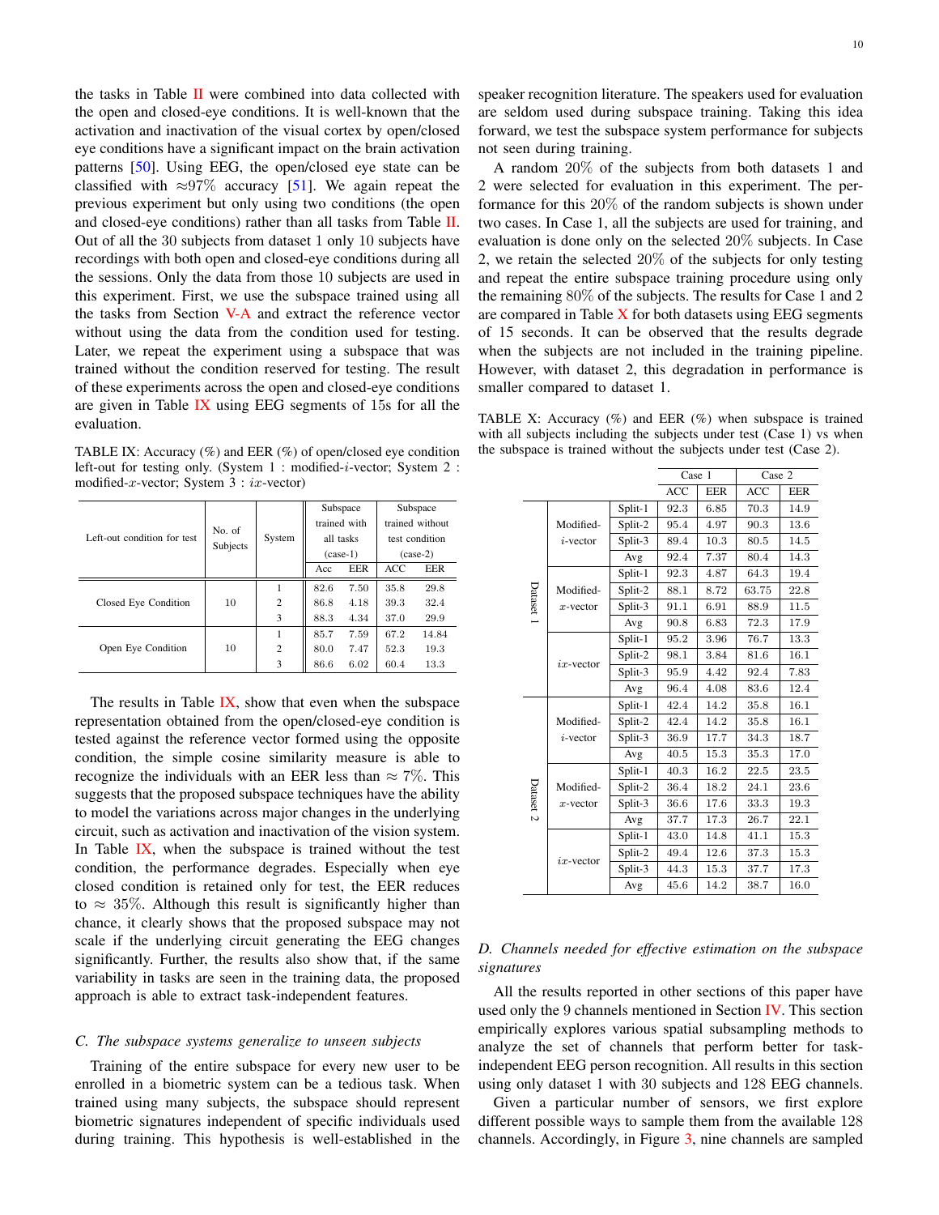the tasks in Table II were combined into data collected with the open and closed-eye conditions. It is well-known that the activation and inactivation of the visual cortex by open/closed eye conditions have a significant impact on the brain activation patterns [50]. Using EEG, the open/closed eye state can be classified with ≈97% accuracy [51]. We again repeat the previous experiment but only using two conditions (the open and closed-eye conditions) rather than all tasks from Table II. Out of all the 30 subjects from dataset 1 only 10 subjects have recordings with both open and closed-eye conditions during all the sessions. Only the data from those 10 subjects are used in this experiment. First, we use the subspace trained using all the tasks from Section V-A and extract the reference vector without using the data from the condition used for testing. Later, we repeat the experiment using a subspace that was trained without the condition reserved for testing. The result of these experiments across the open and closed-eye conditions are given in Table IX using EEG segments of 15s for all the evaluation.

TABLE IX: Accuracy (%) and EER (%) of open/closed eye condition left-out for testing only. (System 1 : modified-$i$-vector; System 2 : modified-$x$-vector; System 3 : $ix$-vector)

| Left-out condition for test | No. of Subjects | System | Subspace trained with all tasks (case-1) | | Subspace trained without test condition (case-2) | |
|---|---|---|---|---|---|---|
| | | | Acc | EER | ACC | EER |
| Closed Eye Condition | 10 | 1 | 82.6 | 7.50 | 35.8 | 29.8 |
| | | 2 | 86.8 | 4.18 | 39.3 | 32.4 |
| | | 3 | 88.3 | 4.34 | 37.0 | 29.9 |
| Open Eye Condition | 10 | 1 | 85.7 | 7.59 | 67.2 | 14.84 |
| | | 2 | 80.0 | 7.47 | 52.3 | 19.3 |
| | | 3 | 86.6 | 6.02 | 60.4 | 13.3 |

The results in Table IX, show that even when the subspace representation obtained from the open/closed-eye condition is tested against the reference vector formed using the opposite condition, the simple cosine similarity measure is able to recognize the individuals with an EER less than ≈ 7%. This suggests that the proposed subspace techniques have the ability to model the variations across major changes in the underlying circuit, such as activation and inactivation of the vision system. In Table IX, when the subspace is trained without the test condition, the performance degrades. Especially when eye closed condition is retained only for test, the EER reduces to ≈ 35%. Although this result is significantly higher than chance, it clearly shows that the proposed subspace may not scale if the underlying circuit generating the EEG changes significantly. Further, the results also show that, if the same variability in tasks are seen in the training data, the proposed approach is able to extract task-independent features.

### C. The subspace systems generalize to unseen subjects

Training of the entire subspace for every new user to be enrolled in a biometric system can be a tedious task. When trained using many subjects, the subspace should represent biometric signatures independent of specific individuals used during training. This hypothesis is well-established in the speaker recognition literature. The speakers used for evaluation are seldom used during subspace training. Taking this idea forward, we test the subspace system performance for subjects not seen during training.

A random 20% of the subjects from both datasets 1 and 2 were selected for evaluation in this experiment. The performance for this 20% of the random subjects is shown under two cases. In Case 1, all the subjects are used for training, and evaluation is done only on the selected 20% subjects. In Case 2, we retain the selected 20% of the subjects for only testing and repeat the entire subspace training procedure using only the remaining 80% of the subjects. The results for Case 1 and 2 are compared in Table X for both datasets using EEG segments of 15 seconds. It can be observed that the results degrade when the subjects are not included in the training pipeline. However, with dataset 2, this degradation in performance is smaller compared to dataset 1.

TABLE X: Accuracy (%) and EER (%) when subspace is trained with all subjects including the subjects under test (Case 1) vs when the subspace is trained without the subjects under test (Case 2).

| | | | Case 1 | | Case 2 | |
|---|---|---|---|---|---|---|
| | | | ACC | EER | ACC | EER |
| Dataset 1 | Modified-$i$-vector | Split-1 | 92.3 | 6.85 | 70.3 | 14.9 |
| | | Split-2 | 95.4 | 4.97 | 90.3 | 13.6 |
| | | Split-3 | 89.4 | 10.3 | 80.5 | 14.5 |
| | | Avg | 92.4 | 7.37 | 80.4 | 14.3 |
| | Modified-$x$-vector | Split-1 | 92.3 | 4.87 | 64.3 | 19.4 |
| | | Split-2 | 88.1 | 8.72 | 63.75 | 22.8 |
| | | Split-3 | 91.1 | 6.91 | 88.9 | 11.5 |
| | | Avg | 90.8 | 6.83 | 72.3 | 17.9 |
| | $ix$-vector | Split-1 | 95.2 | 3.96 | 76.7 | 13.3 |
| | | Split-2 | 98.1 | 3.84 | 81.6 | 16.1 |
| | | Split-3 | 95.9 | 4.42 | 92.4 | 7.83 |
| | | Avg | 96.4 | 4.08 | 83.6 | 12.4 |
| Dataset 2 | Modified-$i$-vector | Split-1 | 42.4 | 14.2 | 35.8 | 16.1 |
| | | Split-2 | 42.4 | 14.2 | 35.8 | 16.1 |
| | | Split-3 | 36.9 | 17.7 | 34.3 | 18.7 |
| | | Avg | 40.5 | 15.3 | 35.3 | 17.0 |
| | Modified-$x$-vector | Split-1 | 40.3 | 16.2 | 22.5 | 23.5 |
| | | Split-2 | 36.4 | 18.2 | 24.1 | 23.6 |
| | | Split-3 | 36.6 | 17.6 | 33.3 | 19.3 |
| | | Avg | 37.7 | 17.3 | 26.7 | 22.1 |
| | $ix$-vector | Split-1 | 43.0 | 14.8 | 41.1 | 15.3 |
| | | Split-2 | 49.4 | 12.6 | 37.3 | 15.3 |
| | | Split-3 | 44.3 | 15.3 | 37.7 | 17.3 |
| | | Avg | 45.6 | 14.2 | 38.7 | 16.0 |

### D. Channels needed for effective estimation on the subspace signatures

All the results reported in other sections of this paper have used only the 9 channels mentioned in Section IV. This section empirically explores various spatial subsampling methods to analyze the set of channels that perform better for task-independent EEG person recognition. All results in this section using only dataset 1 with 30 subjects and 128 EEG channels.

Given a particular number of sensors, we first explore different possible ways to sample them from the available 128 channels. Accordingly, in Figure 3, nine channels are sampled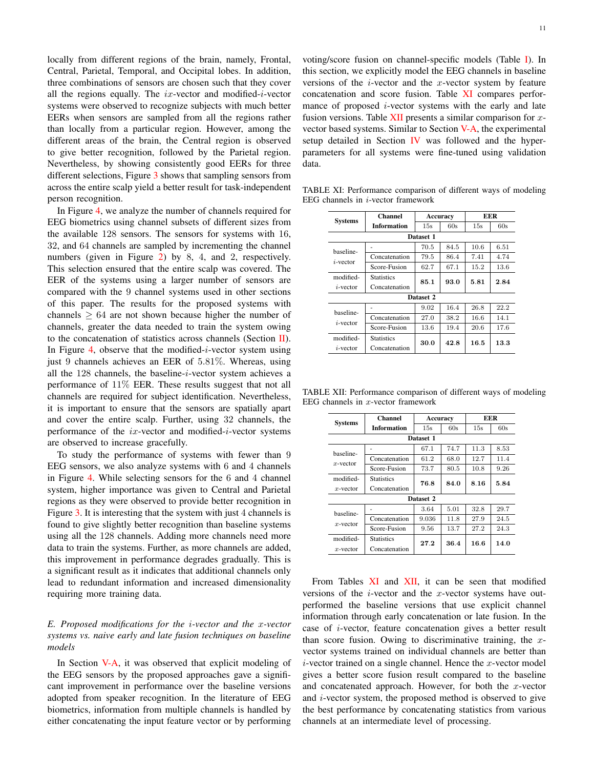locally from different regions of the brain, namely, Frontal, Central, Parietal, Temporal, and Occipital lobes. In addition, three combinations of sensors are chosen such that they cover all the regions equally. The $ix$-vector and modified-$i$-vector systems were observed to recognize subjects with much better EERs when sensors are sampled from all the regions rather than locally from a particular region. However, among the different areas of the brain, the Central region is observed to give better recognition, followed by the Parietal region. Nevertheless, by showing consistently good EERs for three different selections, Figure 3 shows that sampling sensors from across the entire scalp yield a better result for task-independent person recognition.

In Figure 4, we analyze the number of channels required for EEG biometrics using channel subsets of different sizes from the available 128 sensors. The sensors for systems with 16, 32, and 64 channels are sampled by incrementing the channel numbers (given in Figure 2) by 8, 4, and 2, respectively. This selection ensured that the entire scalp was covered. The EER of the systems using a larger number of sensors are compared with the 9 channel systems used in other sections of this paper. The results for the proposed systems with channels $\geq 64$ are not shown because higher the number of channels, greater the data needed to train the system owing to the concatenation of statistics across channels (Section II). In Figure 4, observe that the modified-$i$-vector system using just 9 channels achieves an EER of 5.81%. Whereas, using all the 128 channels, the baseline-$i$-vector system achieves a performance of 11% EER. These results suggest that not all channels are required for subject identification. Nevertheless, it is important to ensure that the sensors are spatially apart and cover the entire scalp. Further, using 32 channels, the performance of the $ix$-vector and modified-$i$-vector systems are observed to increase gracefully.

To study the performance of systems with fewer than 9 EEG sensors, we also analyze systems with 6 and 4 channels in Figure 4. While selecting sensors for the 6 and 4 channel system, higher importance was given to Central and Parietal regions as they were observed to provide better recognition in Figure 3. It is interesting that the system with just 4 channels is found to give slightly better recognition than baseline systems using all the 128 channels. Adding more channels need more data to train the systems. Further, as more channels are added, this improvement in performance degrades gradually. This is a significant result as it indicates that additional channels only lead to redundant information and increased dimensionality requiring more training data.

### *E. Proposed modifications for the $i$-vector and the $x$-vector systems vs. naive early and late fusion techniques on baseline models*

In Section V-A, it was observed that explicit modeling of the EEG sensors by the proposed approaches gave a significant improvement in performance over the baseline versions adopted from speaker recognition. In the literature of EEG biometrics, information from multiple channels is handled by either concatenating the input feature vector or by performing voting/score fusion on channel-specific models (Table I). In this section, we explicitly model the EEG channels in baseline versions of the $i$-vector and the $x$-vector system by feature concatenation and score fusion. Table XI compares performance of proposed $i$-vector systems with the early and late fusion versions. Table XII presents a similar comparison for $x$-vector based systems. Similar to Section V-A, the experimental setup detailed in Section IV was followed and the hyper-parameters for all systems were fine-tuned using validation data.

TABLE XI: Performance comparison of different ways of modeling EEG channels in $i$-vector framework

| Systems | Channel Information | Accuracy | | EER | |
|---|---|---|---|---|---|
| | | 15s | 60s | 15s | 60s |
| **Dataset 1** | | | | | |
| baseline-$i$-vector | - | 70.5 | 84.5 | 10.6 | 6.51 |
| | Concatenation | 79.5 | 86.4 | 7.41 | 4.74 |
| | Score-Fusion | 62.7 | 67.1 | 15.2 | 13.6 |
| modified-$i$-vector | Statistics Concatenation | **85.1** | **93.0** | **5.81** | **2.84** |
| **Dataset 2** | | | | | |
| baseline-$i$-vector | - | 9.02 | 16.4 | 26.8 | 22.2 |
| | Concatenation | 27.0 | 38.2 | 16.6 | 14.1 |
| | Score-Fusion | 13.6 | 19.4 | 20.6 | 17.6 |
| modified-$i$-vector | Statistics Concatenation | **30.0** | **42.8** | **16.5** | **13.3** |

TABLE XII: Performance comparison of different ways of modeling EEG channels in $x$-vector framework

| Systems | Channel Information | Accuracy | | EER | |
|---|---|---|---|---|---|
| | | 15s | 60s | 15s | 60s |
| **Dataset 1** | | | | | |
| baseline-$x$-vector | - | 67.1 | 74.7 | 11.3 | 8.53 |
| | Concatenation | 61.2 | 68.0 | 12.7 | 11.4 |
| | Score-Fusion | 73.7 | 80.5 | 10.8 | 9.26 |
| modified-$x$-vector | Statistics Concatenation | **76.8** | **84.0** | **8.16** | **5.84** |
| **Dataset 2** | | | | | |
| baseline-$x$-vector | - | 3.64 | 5.01 | 32.8 | 29.7 |
| | Concatenation | 9.036 | 11.8 | 27.9 | 24.5 |
| | Score-Fusion | 9.56 | 13.7 | 27.2 | 24.3 |
| modified-$x$-vector | Statistics Concatenation | **27.2** | **36.4** | **16.6** | **14.0** |

From Tables XI and XII, it can be seen that modified versions of the $i$-vector and the $x$-vector systems have outperformed the baseline versions that use explicit channel information through early concatenation or late fusion. In the case of $i$-vector, feature concatenation gives a better result than score fusion. Owing to discriminative training, the $x$-vector systems trained on individual channels are better than $i$-vector trained on a single channel. Hence the $x$-vector model gives a better score fusion result compared to the baseline and concatenated approach. However, for both the $x$-vector and $i$-vector system, the proposed method is observed to give the best performance by concatenating statistics from various channels at an intermediate level of processing.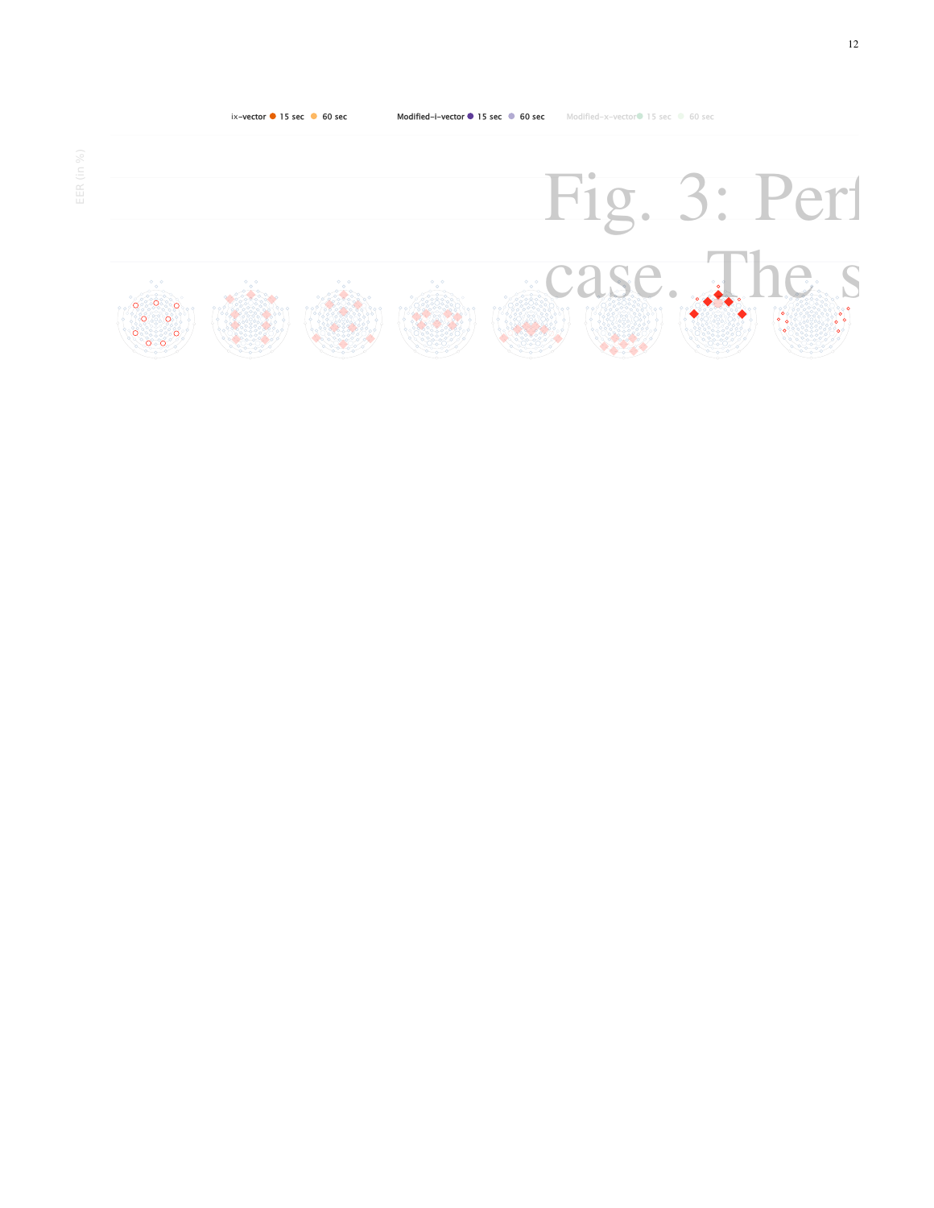ix-vector 15 sec 60 sec Modified-i-vector 15 sec 60 sec Modified-x-vector 15 sec 60 sec

EER (in %)

Fig. 3: Perf

case. The s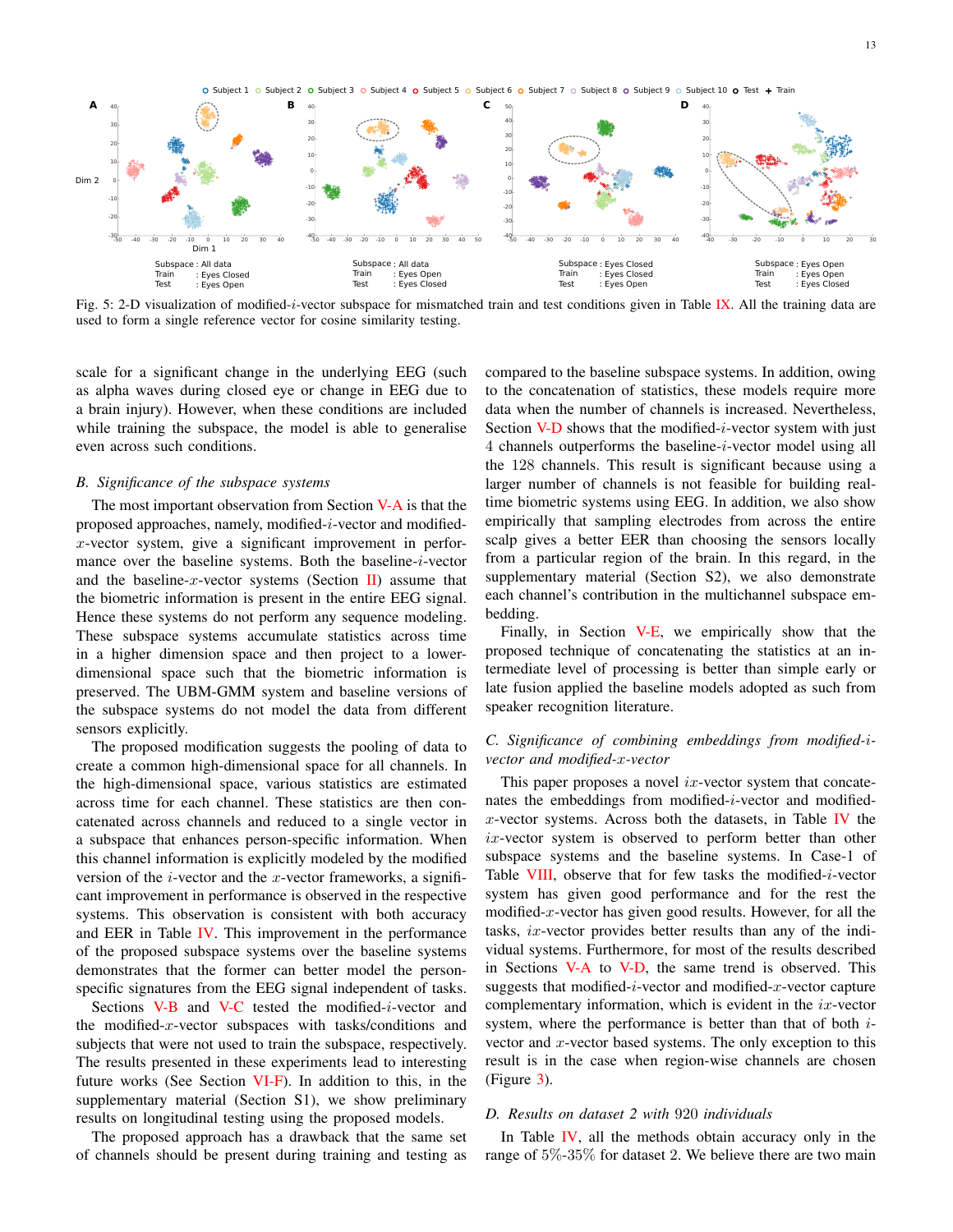Fig. 5: 2-D visualization of modified-$i$-vector subspace for mismatched train and test conditions given in Table IX. All the training data are used to form a single reference vector for cosine similarity testing.

scale for a significant change in the underlying EEG (such as alpha waves during closed eye or change in EEG due to a brain injury). However, when these conditions are included while training the subspace, the model is able to generalise even across such conditions.

### B. Significance of the subspace systems

The most important observation from Section V-A is that the proposed approaches, namely, modified-$i$-vector and modified-$x$-vector system, give a significant improvement in performance over the baseline systems. Both the baseline-$i$-vector and the baseline-$x$-vector systems (Section II) assume that the biometric information is present in the entire EEG signal. Hence these systems do not perform any sequence modeling. These subspace systems accumulate statistics across time in a higher dimension space and then project to a lower-dimensional space such that the biometric information is preserved. The UBM-GMM system and baseline versions of the subspace systems do not model the data from different sensors explicitly.

The proposed modification suggests the pooling of data to create a common high-dimensional space for all channels. In the high-dimensional space, various statistics are estimated across time for each channel. These statistics are then concatenated across channels and reduced to a single vector in a subspace that enhances person-specific information. When this channel information is explicitly modeled by the modified version of the $i$-vector and the $x$-vector frameworks, a significant improvement in performance is observed in the respective systems. This observation is consistent with both accuracy and EER in Table IV. This improvement in the performance of the proposed subspace systems over the baseline systems demonstrates that the former can better model the person-specific signatures from the EEG signal independent of tasks.

Sections V-B and V-C tested the modified-$i$-vector and the modified-$x$-vector subspaces with tasks/conditions and subjects that were not used to train the subspace, respectively. The results presented in these experiments lead to interesting future works (See Section VI-F). In addition to this, in the supplementary material (Section S1), we show preliminary results on longitudinal testing using the proposed models.

The proposed approach has a drawback that the same set of channels should be present during training and testing as compared to the baseline subspace systems. In addition, owing to the concatenation of statistics, these models require more data when the number of channels is increased. Nevertheless, Section V-D shows that the modified-$i$-vector system with just 4 channels outperforms the baseline-$i$-vector model using all the 128 channels. This result is significant because using a larger number of channels is not feasible for building real-time biometric systems using EEG. In addition, we also show empirically that sampling electrodes from across the entire scalp gives a better EER than choosing the sensors locally from a particular region of the brain. In this regard, in the supplementary material (Section S2), we also demonstrate each channel's contribution in the multichannel subspace embedding.

Finally, in Section V-E, we empirically show that the proposed technique of concatenating the statistics at an intermediate level of processing is better than simple early or late fusion applied the baseline models adopted as such from speaker recognition literature.

### C. Significance of combining embeddings from modified-$i$-vector and modified-$x$-vector

This paper proposes a novel $ix$-vector system that concatenates the embeddings from modified-$i$-vector and modified-$x$-vector systems. Across both the datasets, in Table IV the $ix$-vector system is observed to perform better than other subspace systems and the baseline systems. In Case-1 of Table VIII, observe that for few tasks the modified-$i$-vector system has given good performance and for the rest the modified-$x$-vector has given good results. However, for all the tasks, $ix$-vector provides better results than any of the individual systems. Furthermore, for most of the results described in Sections V-A to V-D, the same trend is observed. This suggests that modified-$i$-vector and modified-$x$-vector capture complementary information, which is evident in the $ix$-vector system, where the performance is better than that of both $i$-vector and $x$-vector based systems. The only exception to this result is in the case when region-wise channels are chosen (Figure 3).

### D. Results on dataset 2 with 920 individuals

In Table IV, all the methods obtain accuracy only in the range of 5%-35% for dataset 2. We believe there are two main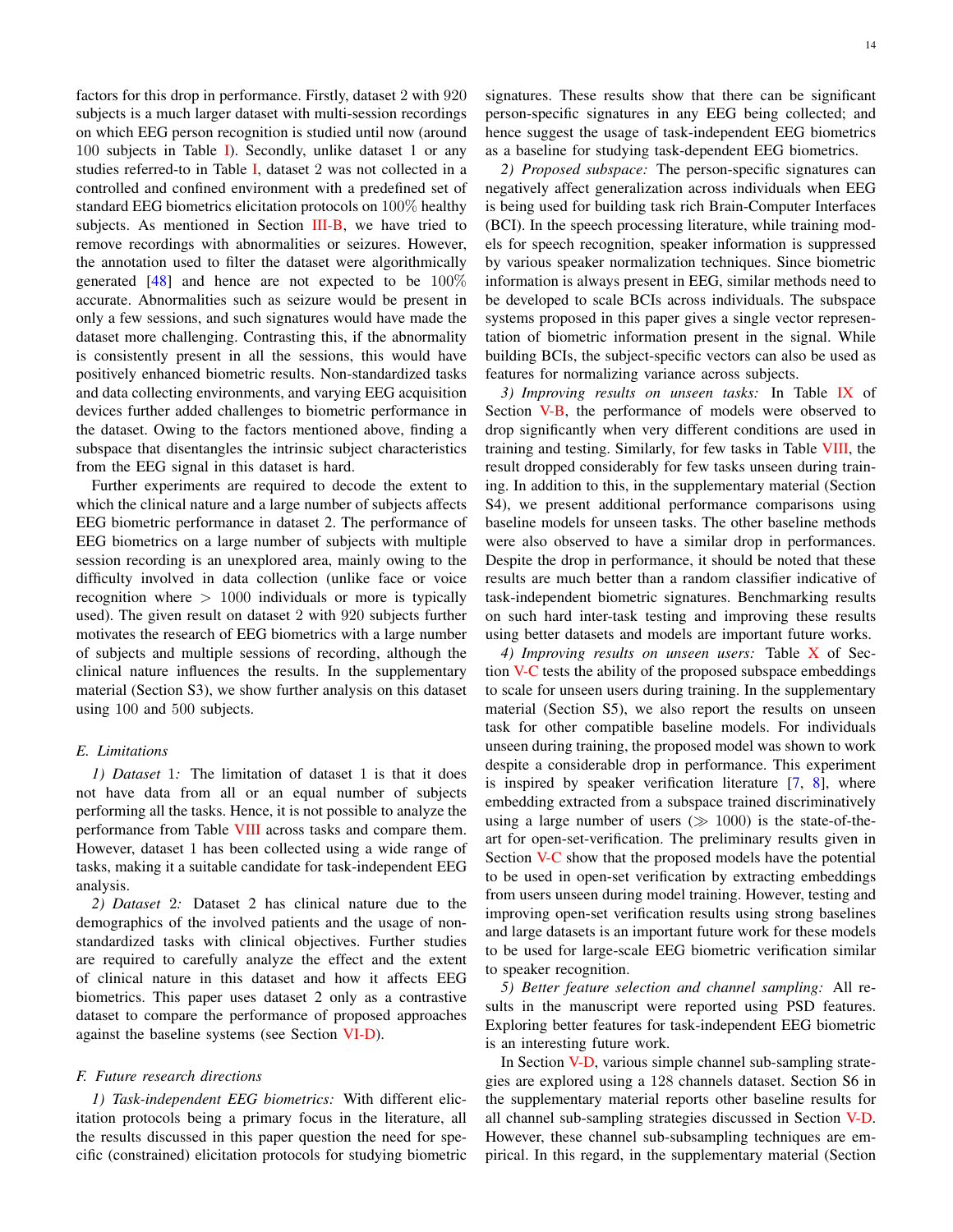factors for this drop in performance. Firstly, dataset 2 with 920 subjects is a much larger dataset with multi-session recordings on which EEG person recognition is studied until now (around 100 subjects in Table I). Secondly, unlike dataset 1 or any studies referred-to in Table I, dataset 2 was not collected in a controlled and confined environment with a predefined set of standard EEG biometrics elicitation protocols on 100% healthy subjects. As mentioned in Section III-B, we have tried to remove recordings with abnormalities or seizures. However, the annotation used to filter the dataset were algorithmically generated [48] and hence are not expected to be 100% accurate. Abnormalities such as seizure would be present in only a few sessions, and such signatures would have made the dataset more challenging. Contrasting this, if the abnormality is consistently present in all the sessions, this would have positively enhanced biometric results. Non-standardized tasks and data collecting environments, and varying EEG acquisition devices further added challenges to biometric performance in the dataset. Owing to the factors mentioned above, finding a subspace that disentangles the intrinsic subject characteristics from the EEG signal in this dataset is hard.

Further experiments are required to decode the extent to which the clinical nature and a large number of subjects affects EEG biometric performance in dataset 2. The performance of EEG biometrics on a large number of subjects with multiple session recording is an unexplored area, mainly owing to the difficulty involved in data collection (unlike face or voice recognition where $>1000$ individuals or more is typically used). The given result on dataset 2 with 920 subjects further motivates the research of EEG biometrics with a large number of subjects and multiple sessions of recording, although the clinical nature influences the results. In the supplementary material (Section S3), we show further analysis on this dataset using 100 and 500 subjects.

### E. Limitations

*1) Dataset 1:* The limitation of dataset 1 is that it does not have data from all or an equal number of subjects performing all the tasks. Hence, it is not possible to analyze the performance from Table VIII across tasks and compare them. However, dataset 1 has been collected using a wide range of tasks, making it a suitable candidate for task-independent EEG analysis.

*2) Dataset 2:* Dataset 2 has clinical nature due to the demographics of the involved patients and the usage of non-standardized tasks with clinical objectives. Further studies are required to carefully analyze the effect and the extent of clinical nature in this dataset and how it affects EEG biometrics. This paper uses dataset 2 only as a contrastive dataset to compare the performance of proposed approaches against the baseline systems (see Section VI-D).

### F. Future research directions

*1) Task-independent EEG biometrics:* With different elicitation protocols being a primary focus in the literature, all the results discussed in this paper question the need for specific (constrained) elicitation protocols for studying biometric signatures. These results show that there can be significant person-specific signatures in any EEG being collected; and hence suggest the usage of task-independent EEG biometrics as a baseline for studying task-dependent EEG biometrics.

*2) Proposed subspace:* The person-specific signatures can negatively affect generalization across individuals when EEG is being used for building task rich Brain-Computer Interfaces (BCI). In the speech processing literature, while training models for speech recognition, speaker information is suppressed by various speaker normalization techniques. Since biometric information is always present in EEG, similar methods need to be developed to scale BCIs across individuals. The subspace systems proposed in this paper gives a single vector representation of biometric information present in the signal. While building BCIs, the subject-specific vectors can also be used as features for normalizing variance across subjects.

*3) Improving results on unseen tasks:* In Table IX of Section V-B, the performance of models were observed to drop significantly when very different conditions are used in training and testing. Similarly, for few tasks in Table VIII, the result dropped considerably for few tasks unseen during training. In addition to this, in the supplementary material (Section S4), we present additional performance comparisons using baseline models for unseen tasks. The other baseline methods were also observed to have a similar drop in performances. Despite the drop in performance, it should be noted that these results are much better than a random classifier indicative of task-independent biometric signatures. Benchmarking results on such hard inter-task testing and improving these results using better datasets and models are important future works.

*4) Improving results on unseen users:* Table X of Section V-C tests the ability of the proposed subspace embeddings to scale for unseen users during training. In the supplementary material (Section S5), we also report the results on unseen task for other compatible baseline models. For individuals unseen during training, the proposed model was shown to work despite a considerable drop in performance. This experiment is inspired by speaker verification literature [7, 8], where embedding extracted from a subspace trained discriminatively using a large number of users ($\gg 1000$) is the state-of-the-art for open-set-verification. The preliminary results given in Section V-C show that the proposed models have the potential to be used in open-set verification by extracting embeddings from users unseen during model training. However, testing and improving open-set verification results using strong baselines and large datasets is an important future work for these models to be used for large-scale EEG biometric verification similar to speaker recognition.

*5) Better feature selection and channel sampling:* All results in the manuscript were reported using PSD features. Exploring better features for task-independent EEG biometric is an interesting future work.

In Section V-D, various simple channel sub-sampling strategies are explored using a 128 channels dataset. Section S6 in the supplementary material reports other baseline results for all channel sub-sampling strategies discussed in Section V-D. However, these channel sub-subsampling techniques are empirical. In this regard, in the supplementary material (Section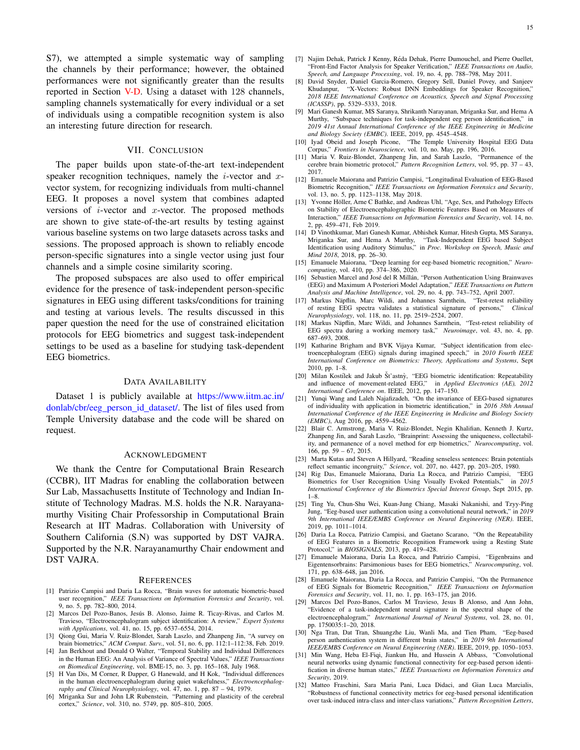S7), we attempted a simple systematic way of sampling the channels by their performance; however, the obtained performances were not significantly greater than the results reported in Section V-D. Using a dataset with 128 channels, sampling channels systematically for every individual or a set of individuals using a compatible recognition system is also an interesting future direction for research.

## VII. Conclusion

The paper builds upon state-of-the-art text-independent speaker recognition techniques, namely the $i$-vector and $x$-vector system, for recognizing individuals from multi-channel EEG. It proposes a novel system that combines adapted versions of $i$-vector and $x$-vector. The proposed methods are shown to give state-of-the-art results by testing against various baseline systems on two large datasets across tasks and sessions. The proposed approach is shown to reliably encode person-specific signatures into a single vector using just four channels and a simple cosine similarity scoring.

The proposed subspaces are also used to offer empirical evidence for the presence of task-independent person-specific signatures in EEG using different tasks/conditions for training and testing at various levels. The results discussed in this paper question the need for the use of constrained elicitation protocols for EEG biometrics and suggest task-independent settings to be used as a baseline for studying task-dependent EEG biometrics.

## Data Availability

Dataset 1 is publicly available at https://www.iitm.ac.in/donlab/cbr/eeg_person_id_dataset/. The list of files used from Temple University database and the code will be shared on request.

## Acknowledgment

We thank the Centre for Computational Brain Research (CCBR), IIT Madras for enabling the collaboration between Sur Lab, Massachusetts Institute of Technology and Indian Institute of Technology Madras. M.S. holds the N.R. Narayanamurthy Visiting Chair Professorship in Computational Brain Research at IIT Madras. Collaboration with University of Southern California (S.N) was supported by DST VAJRA. Supported by the N.R. Narayanamurthy Chair endowment and DST VAJRA.

## References

[1] Patrizio Campisi and Daria La Rocca, "Brain waves for automatic biometric-based user recognition," *IEEE Transactions on Information Forensics and Security*, vol. 9, no. 5, pp. 782–800, 2014.

[2] Marcos Del Pozo-Banos, Jesús B. Alonso, Jaime R. Ticay-Rivas, and Carlos M. Travieso, "Electroencephalogram subject identification: A review," *Expert Systems with Applications*, vol. 41, no. 15, pp. 6537–6554, 2014.

[3] Qiong Gui, Maria V. Ruiz-Blondet, Sarah Laszlo, and Zhanpeng Jin, "A survey on brain biometrics," *ACM Comput. Surv.*, vol. 51, no. 6, pp. 112:1–112:38, Feb. 2019.

[4] Jan Berkhout and Donald O Walter, "Temporal Stability and Individual Differences in the Human EEG: An Analysis of Variance of Spectral Values," *IEEE Transactions on Biomedical Engineering*, vol. BME-15, no. 3, pp. 165–168, July 1968.

[5] H Van Dis, M Corner, R Dapper, G Hanewald, and H Kok, "Individual differences in the human electroencephalogram during quiet wakefulness," *Electroencephalography and Clinical Neurophysiology*, vol. 47, no. 1, pp. 87 – 94, 1979.

[6] Mriganka Sur and John LR Rubenstein, "Patterning and plasticity of the cerebral cortex," *Science*, vol. 310, no. 5749, pp. 805–810, 2005.

[7] Najim Dehak, Patrick J Kenny, Réda Dehak, Pierre Dumouchel, and Pierre Ouellet, "Front-End Factor Analysis for Speaker Verification," *IEEE Transactions on Audio, Speech, and Language Processing*, vol. 19, no. 4, pp. 788–798, May 2011.

[8] David Snyder, Daniel Garcia-Romero, Gregory Sell, Daniel Povey, and Sanjeev Khudanpur, "X-Vectors: Robust DNN Embeddings for Speaker Recognition," *2018 IEEE International Conference on Acoustics, Speech and Signal Processing (ICASSP)*, pp. 5329–5333, 2018.

[9] Mari Ganesh Kumar, MS Saranya, Shrikanth Narayanan, Mriganka Sur, and Hema A Murthy, "Subspace techniques for task-independent eeg person identification," in *2019 41st Annual International Conference of the IEEE Engineering in Medicine and Biology Society (EMBC)*. IEEE, 2019, pp. 4545–4548.

[10] Iyad Obeid and Joseph Picone, "The Temple University Hospital EEG Data Corpus," *Frontiers in Neuroscience*, vol. 10, no. May, pp. 196, 2016.

[11] Maria V. Ruiz-Blondet, Zhanpeng Jin, and Sarah Laszlo, "Permanence of the cerebre brain biometric protocol," *Pattern Recognition Letters*, vol. 95, pp. 37 – 43, 2017.

[12] Emanuele Maiorana and Patrizio Campisi, "Longitudinal Evaluation of EEG-Based Biometric Recognition," *IEEE Transactions on Information Forensics and Security*, vol. 13, no. 5, pp. 1123–1138, May 2018.

[13] Yvonne Höller, Arne C Bathke, and Andreas Uhl, "Age, Sex, and Pathology Effects on Stability of Electroencephalographic Biometric Features Based on Measures of Interaction," *IEEE Transactions on Information Forensics and Security*, vol. 14, no. 2, pp. 459–471, Feb 2019.

[14] D Vinothkumar, Mari Ganesh Kumar, Abhishek Kumar, Hitesh Gupta, MS Saranya, Mriganka Sur, and Hema A Murthy, "Task-Independent EEG based Subject Identification using Auditory Stimulus," in *Proc. Workshop on Speech, Music and Mind 2018*, 2018, pp. 26–30.

[15] Emanuele Maiorana, "Deep learning for eeg-based biometric recognition," *Neurocomputing*, vol. 410, pp. 374–386, 2020.

[16] Sebastien Marcel and José del R Millán, "Person Authentication Using Brainwaves (EEG) and Maximum A Posteriori Model Adaptation," *IEEE Transactions on Pattern Analysis and Machine Intelligence*, vol. 29, no. 4, pp. 743–752, April 2007.

[17] Markus Näpflin, Marc Wildi, and Johannes Sarnthein, "Test-retest reliability of resting EEG spectra validates a statistical signature of persons," *Clinical Neurophysiology*, vol. 118, no. 11, pp. 2519–2524, 2007.

[18] Markus Näpflin, Marc Wildi, and Johannes Sarnthein, "Test-retest reliability of EEG spectra during a working memory task," *Neuroimage*, vol. 43, no. 4, pp. 687–693, 2008.

[19] Katharine Brigham and BVK Vijaya Kumar, "Subject identification from electroencephalogram (EEG) signals during imagined speech," in *2010 Fourth IEEE International Conference on Biometrics: Theory, Applications and Systems*, Sept 2010, pp. 1–8.

[20] Milan Kostílek and Jakub Šťastnỳ, "EEG biometric identification: Repeatability and influence of movement-related EEG," in *Applied Electronics (AE), 2012 International Conference on*. IEEE, 2012, pp. 147–150.

[21] Yunqi Wang and Laleh Najafizadeh, "On the invariance of EEG-based signatures of individuality with application in biometric identification," in *2016 38th Annual International Conference of the IEEE Engineering in Medicine and Biology Society (EMBC)*, Aug 2016, pp. 4559–4562.

[22] Blair C. Armstrong, Maria V. Ruiz-Blondet, Negin Khalifian, Kenneth J. Kurtz, Zhanpeng Jin, and Sarah Laszlo, "Brainprint: Assessing the uniqueness, collectability, and permanence of a novel method for erp biometrics," *Neurocomputing*, vol. 166, pp. 59 – 67, 2015.

[23] Marta Kutas and Steven A Hillyard, "Reading senseless sentences: Brain potentials reflect semantic incongruity," *Science*, vol. 207, no. 4427, pp. 203–205, 1980.

[24] Rig Das, Emanuele Maiorana, Daria La Rocca, and Patrizio Campisi, "EEG Biometrics for User Recognition Using Visually Evoked Potentials," in *2015 International Conference of the Biometrics Special Interest Group*, Sept 2015, pp. 1–8.

[25] Ting Yu, Chun-Shu Wei, Kuan-Jung Chiang, Masaki Nakanishi, and Tzyy-Ping Jung, "Eeg-based user authentication using a convolutional neural network," in *2019 9th International IEEE/EMBS Conference on Neural Engineering (NER)*. IEEE, 2019, pp. 1011–1014.

[26] Daria La Rocca, Patrizio Campisi, and Gaetano Scarano, "On the Repeatability of EEG Features in a Biometric Recognition Framework using a Resting State Protocol," in *BIOSIGNALS*, 2013, pp. 419–428.

[27] Emanuele Maiorana, Daria La Rocca, and Patrizio Campisi, "Eigenbrains and Eigentensorbrains: Parsimonious bases for EEG biometrics," *Neurocomputing*, vol. 171, pp. 638–648, jan 2016.

[28] Emanuele Maiorana, Daria La Rocca, and Patrizio Campisi, "On the Permanence of EEG Signals for Biometric Recognition," *IEEE Transactions on Information Forensics and Security*, vol. 11, no. 1, pp. 163–175, jan 2016.

[29] Marcos Del Pozo-Banos, Carlos M Travieso, Jesus B Alonso, and Ann John, "Evidence of a task-independent neural signature in the spectral shape of the electroencephalogram," *International Journal of Neural Systems*, vol. 28, no. 01, pp. 1750035:1–20, 2018.

[30] Nga Tran, Dat Tran, Shuangzhe Liu, Wanli Ma, and Tien Pham, "Eeg-based person authentication system in different brain states," in *2019 9th International IEEE/EMBS Conference on Neural Engineering (NER)*. IEEE, 2019, pp. 1050–1053.

[31] Min Wang, Heba El-Fiqi, Jiankun Hu, and Hussein A Abbass, "Convolutional neural networks using dynamic functional connectivity for eeg-based person identification in diverse human states," *IEEE Transactions on Information Forensics and Security*, 2019.

[32] Matteo Fraschini, Sara Maria Pani, Luca Didaci, and Gian Luca Marcialis, "Robustness of functional connectivity metrics for eeg-based personal identification over task-induced intra-class and inter-class variations," *Pattern Recognition Letters*,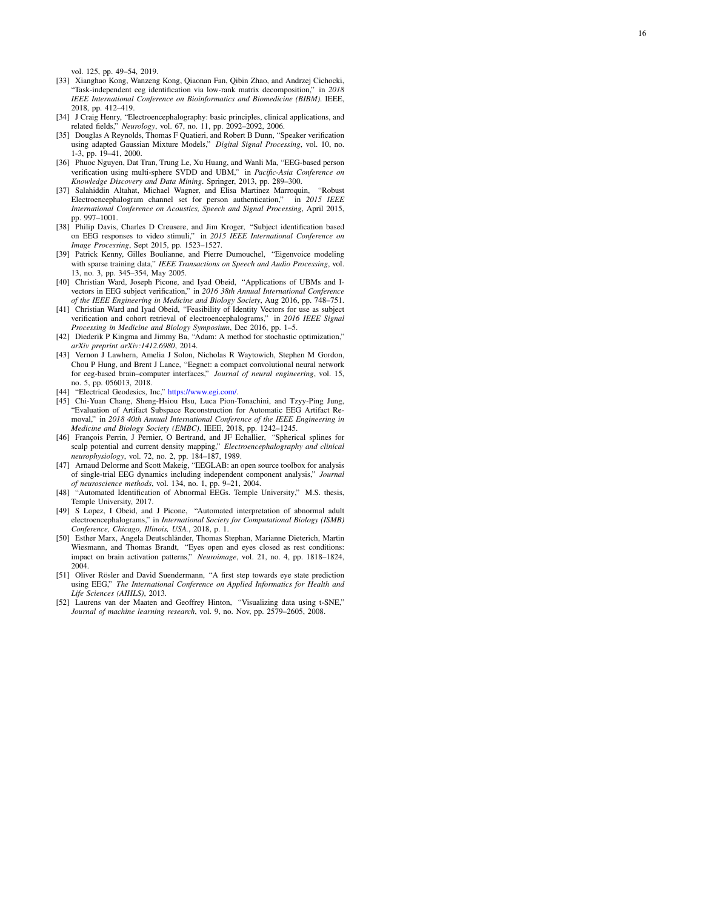vol. 125, pp. 49–54, 2019.

[33] Xianghao Kong, Wanzeng Kong, Qiaonan Fan, Qibin Zhao, and Andrzej Cichocki, "Task-independent eeg identification via low-rank matrix decomposition," in *2018 IEEE International Conference on Bioinformatics and Biomedicine (BIBM)*. IEEE, 2018, pp. 412–419.

[34] J Craig Henry, "Electroencephalography: basic principles, clinical applications, and related fields," *Neurology*, vol. 67, no. 11, pp. 2092–2092, 2006.

[35] Douglas A Reynolds, Thomas F Quatieri, and Robert B Dunn, "Speaker verification using adapted Gaussian Mixture Models," *Digital Signal Processing*, vol. 10, no. 1-3, pp. 19–41, 2000.

[36] Phuoc Nguyen, Dat Tran, Trung Le, Xu Huang, and Wanli Ma, "EEG-based person verification using multi-sphere SVDD and UBM," in *Pacific-Asia Conference on Knowledge Discovery and Data Mining*. Springer, 2013, pp. 289–300.

[37] Salahiddin Altahat, Michael Wagner, and Elisa Martinez Marroquin, "Robust Electroencephalogram channel set for person authentication," in *2015 IEEE International Conference on Acoustics, Speech and Signal Processing*, April 2015, pp. 997–1001.

[38] Philip Davis, Charles D Creusere, and Jim Kroger, "Subject identification based on EEG responses to video stimuli," in *2015 IEEE International Conference on Image Processing*, Sept 2015, pp. 1523–1527.

[39] Patrick Kenny, Gilles Boulianne, and Pierre Dumouchel, "Eigenvoice modeling with sparse training data," *IEEE Transactions on Speech and Audio Processing*, vol. 13, no. 3, pp. 345–354, May 2005.

[40] Christian Ward, Joseph Picone, and Iyad Obeid, "Applications of UBMs and I-vectors in EEG subject verification," in *2016 38th Annual International Conference of the IEEE Engineering in Medicine and Biology Society*, Aug 2016, pp. 748–751.

[41] Christian Ward and Iyad Obeid, "Feasibility of Identity Vectors for use as subject verification and cohort retrieval of electroencephalograms," in *2016 IEEE Signal Processing in Medicine and Biology Symposium*, Dec 2016, pp. 1–5.

[42] Diederik P Kingma and Jimmy Ba, "Adam: A method for stochastic optimization," *arXiv preprint arXiv:1412.6980*, 2014.

[43] Vernon J Lawhern, Amelia J Solon, Nicholas R Waytowich, Stephen M Gordon, Chou P Hung, and Brent J Lance, "Eegnet: a compact convolutional neural network for eeg-based brain–computer interfaces," *Journal of neural engineering*, vol. 15, no. 5, pp. 056013, 2018.

[44] "Electrical Geodesics, Inc," https://www.egi.com/.

[45] Chi-Yuan Chang, Sheng-Hsiou Hsu, Luca Pion-Tonachini, and Tzyy-Ping Jung, "Evaluation of Artifact Subspace Reconstruction for Automatic EEG Artifact Removal," in *2018 40th Annual International Conference of the IEEE Engineering in Medicine and Biology Society (EMBC)*. IEEE, 2018, pp. 1242–1245.

[46] François Perrin, J Pernier, O Bertrand, and JF Echallier, "Spherical splines for scalp potential and current density mapping," *Electroencephalography and clinical neurophysiology*, vol. 72, no. 2, pp. 184–187, 1989.

[47] Arnaud Delorme and Scott Makeig, "EEGLAB: an open source toolbox for analysis of single-trial EEG dynamics including independent component analysis," *Journal of neuroscience methods*, vol. 134, no. 1, pp. 9–21, 2004.

[48] "Automated Identification of Abnormal EEGs. Temple University," M.S. thesis, Temple University, 2017.

[49] S Lopez, I Obeid, and J Picone, "Automated interpretation of abnormal adult electroencephalograms," in *International Society for Computational Biology (ISMB) Conference, Chicago, Illinois, USA.*, 2018, p. 1.

[50] Esther Marx, Angela Deutschländer, Thomas Stephan, Marianne Dieterich, Martin Wiesmann, and Thomas Brandt, "Eyes open and eyes closed as rest conditions: impact on brain activation patterns," *Neuroimage*, vol. 21, no. 4, pp. 1818–1824, 2004.

[51] Oliver Rösler and David Suendermann, "A first step towards eye state prediction using EEG," *The International Conference on Applied Informatics for Health and Life Sciences (AIHLS)*, 2013.

[52] Laurens van der Maaten and Geoffrey Hinton, "Visualizing data using t-SNE," *Journal of machine learning research*, vol. 9, no. Nov, pp. 2579–2605, 2008.